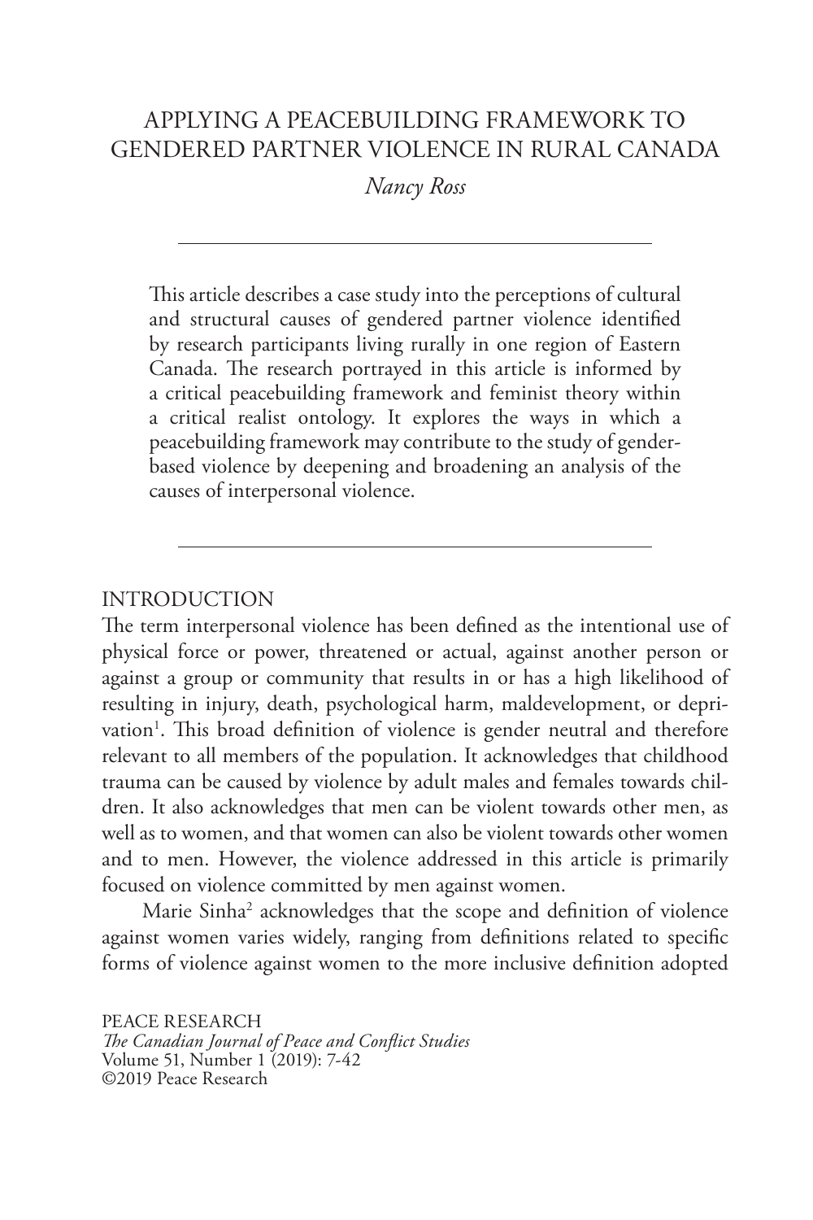# APPLYING A PEACEBUILDING FRAMEWORK TO GENDERED PARTNER VIOLENCE IN RURAL CANADA

*Nancy Ross*

---

This article describes a case study into the perceptions of cultural and structural causes of gendered partner violence identified by research participants living rurally in one region of Eastern Canada. The research portrayed in this article is informed by a critical peacebuilding framework and feminist theory within a critical realist ontology. It explores the ways in which a peacebuilding framework may contribute to the study of gender-based violence by deepening and broadening an analysis of the causes of interpersonal violence.

---

## INTRODUCTION

The term interpersonal violence has been defined as the intentional use of physical force or power, threatened or actual, against another person or against a group or community that results in or has a high likelihood of resulting in injury, death, psychological harm, maldevelopment, or deprivation[1]. This broad definition of violence is gender neutral and therefore relevant to all members of the population. It acknowledges that childhood trauma can be caused by violence by adult males and females towards children. It also acknowledges that men can be violent towards other men, as well as to women, and that women can also be violent towards other women and to men. However, the violence addressed in this article is primarily focused on violence committed by men against women.

Marie Sinha[2] acknowledges that the scope and definition of violence against women varies widely, ranging from definitions related to specific forms of violence against women to the more inclusive definition adopted

PEACE RESEARCH
*The Canadian Journal of Peace and Conflict Studies*
Volume 51, Number 1 (2019): 7-42
©2019 Peace Research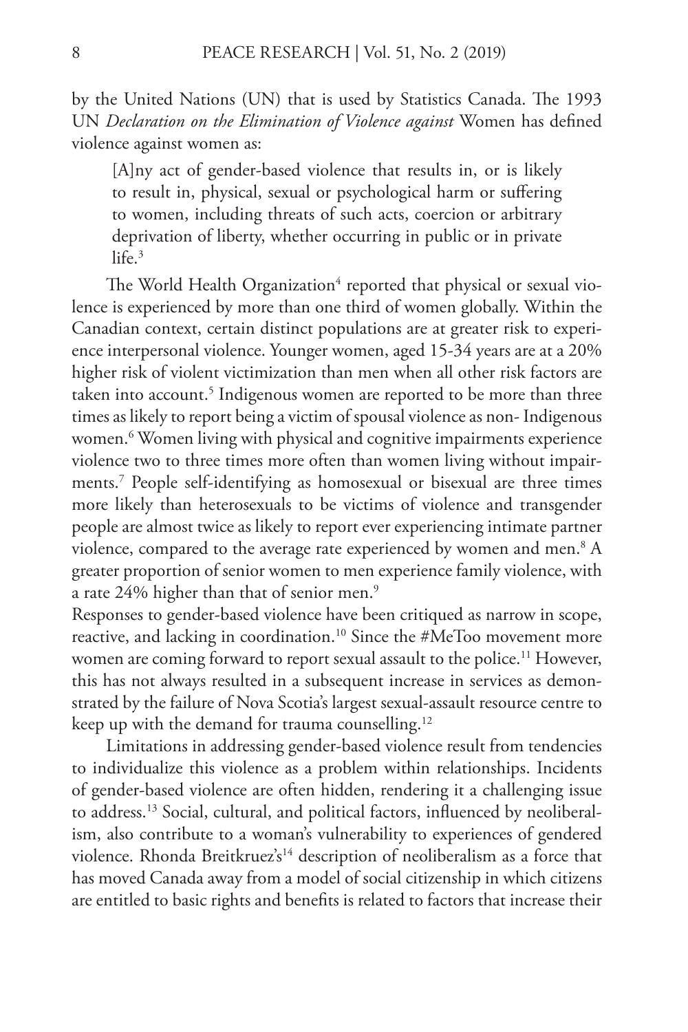by the United Nations (UN) that is used by Statistics Canada. The 1993 UN *Declaration on the Elimination of Violence against* Women has defined violence against women as:

> [A]ny act of gender-based violence that results in, or is likely to result in, physical, sexual or psychological harm or suffering to women, including threats of such acts, coercion or arbitrary deprivation of liberty, whether occurring in public or in private life.[3]

The World Health Organization[4] reported that physical or sexual violence is experienced by more than one third of women globally. Within the Canadian context, certain distinct populations are at greater risk to experience interpersonal violence. Younger women, aged 15-34 years are at a 20% higher risk of violent victimization than men when all other risk factors are taken into account.[5] Indigenous women are reported to be more than three times as likely to report being a victim of spousal violence as non- Indigenous women.[6] Women living with physical and cognitive impairments experience violence two to three times more often than women living without impairments.[7] People self-identifying as homosexual or bisexual are three times more likely than heterosexuals to be victims of violence and transgender people are almost twice as likely to report ever experiencing intimate partner violence, compared to the average rate experienced by women and men.[8] A greater proportion of senior women to men experience family violence, with a rate 24% higher than that of senior men.[9]

Responses to gender-based violence have been critiqued as narrow in scope, reactive, and lacking in coordination.[10] Since the #MeToo movement more women are coming forward to report sexual assault to the police.[11] However, this has not always resulted in a subsequent increase in services as demonstrated by the failure of Nova Scotia's largest sexual-assault resource centre to keep up with the demand for trauma counselling.[12]

Limitations in addressing gender-based violence result from tendencies to individualize this violence as a problem within relationships. Incidents of gender-based violence are often hidden, rendering it a challenging issue to address.[13] Social, cultural, and political factors, influenced by neoliberalism, also contribute to a woman's vulnerability to experiences of gendered violence. Rhonda Breitkruez's[14] description of neoliberalism as a force that has moved Canada away from a model of social citizenship in which citizens are entitled to basic rights and benefits is related to factors that increase their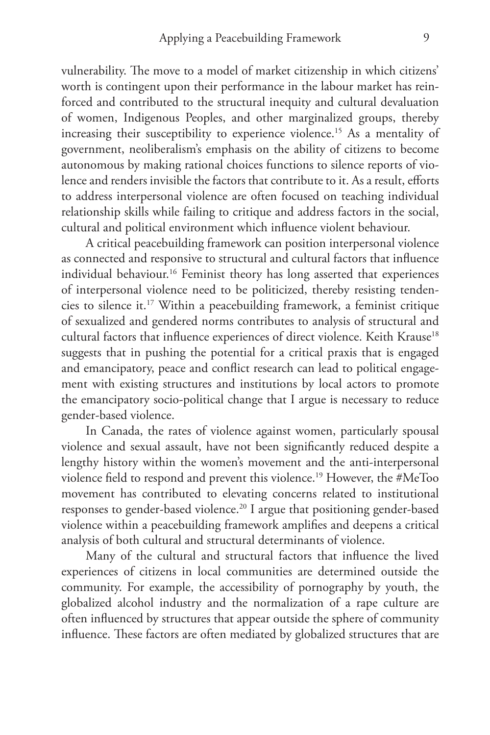vulnerability. The move to a model of market citizenship in which citizens' worth is contingent upon their performance in the labour market has reinforced and contributed to the structural inequity and cultural devaluation of women, Indigenous Peoples, and other marginalized groups, thereby increasing their susceptibility to experience violence.[15] As a mentality of government, neoliberalism's emphasis on the ability of citizens to become autonomous by making rational choices functions to silence reports of violence and renders invisible the factors that contribute to it. As a result, efforts to address interpersonal violence are often focused on teaching individual relationship skills while failing to critique and address factors in the social, cultural and political environment which influence violent behaviour.

A critical peacebuilding framework can position interpersonal violence as connected and responsive to structural and cultural factors that influence individual behaviour.[16] Feminist theory has long asserted that experiences of interpersonal violence need to be politicized, thereby resisting tendencies to silence it.[17] Within a peacebuilding framework, a feminist critique of sexualized and gendered norms contributes to analysis of structural and cultural factors that influence experiences of direct violence. Keith Krause[18] suggests that in pushing the potential for a critical praxis that is engaged and emancipatory, peace and conflict research can lead to political engagement with existing structures and institutions by local actors to promote the emancipatory socio-political change that I argue is necessary to reduce gender-based violence.

In Canada, the rates of violence against women, particularly spousal violence and sexual assault, have not been significantly reduced despite a lengthy history within the women's movement and the anti-interpersonal violence field to respond and prevent this violence.[19] However, the #MeToo movement has contributed to elevating concerns related to institutional responses to gender-based violence.[20] I argue that positioning gender-based violence within a peacebuilding framework amplifies and deepens a critical analysis of both cultural and structural determinants of violence.

Many of the cultural and structural factors that influence the lived experiences of citizens in local communities are determined outside the community. For example, the accessibility of pornography by youth, the globalized alcohol industry and the normalization of a rape culture are often influenced by structures that appear outside the sphere of community influence. These factors are often mediated by globalized structures that are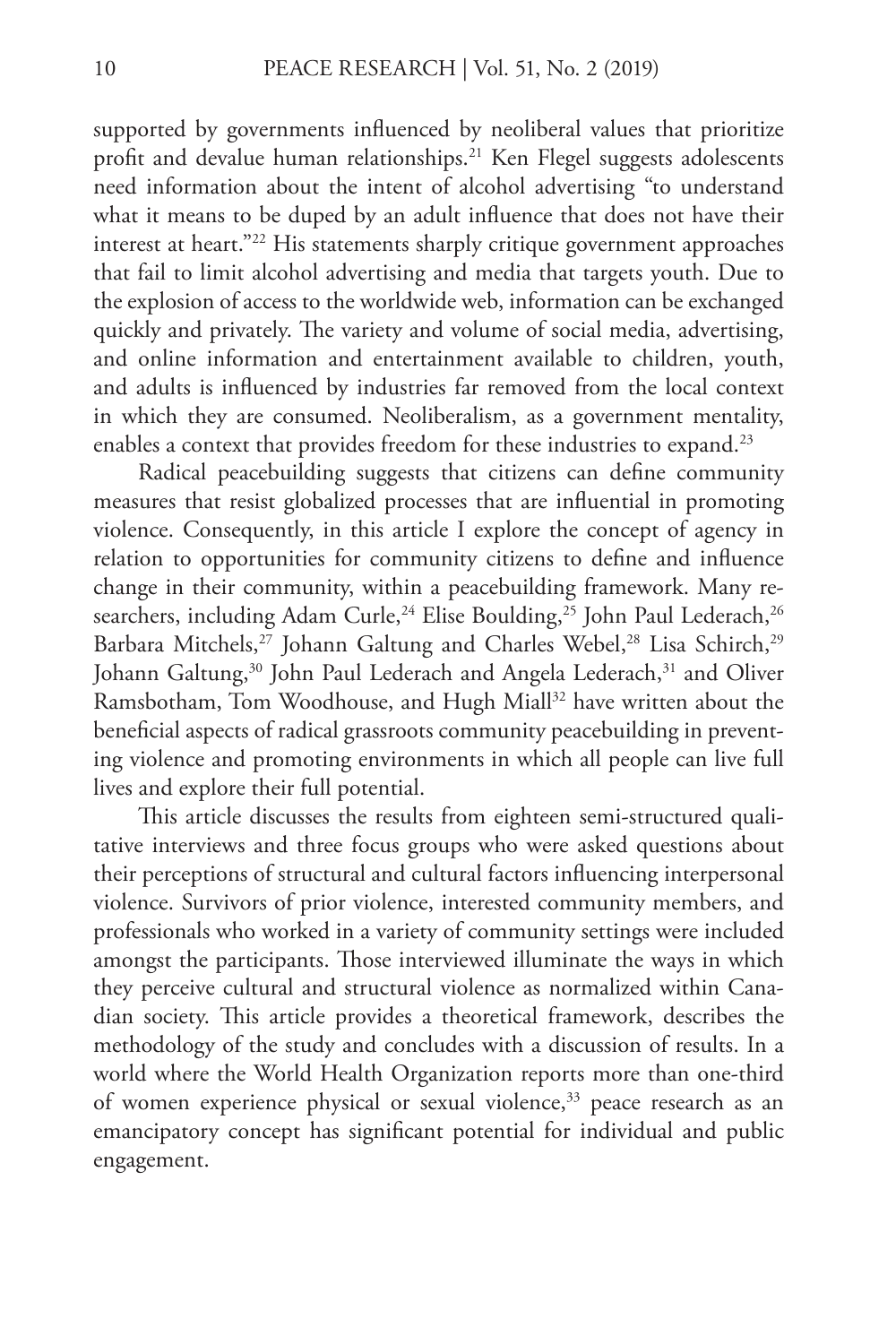supported by governments influenced by neoliberal values that prioritize profit and devalue human relationships.[21] Ken Flegel suggests adolescents need information about the intent of alcohol advertising "to understand what it means to be duped by an adult influence that does not have their interest at heart."[22] His statements sharply critique government approaches that fail to limit alcohol advertising and media that targets youth. Due to the explosion of access to the worldwide web, information can be exchanged quickly and privately. The variety and volume of social media, advertising, and online information and entertainment available to children, youth, and adults is influenced by industries far removed from the local context in which they are consumed. Neoliberalism, as a government mentality, enables a context that provides freedom for these industries to expand.[23]

Radical peacebuilding suggests that citizens can define community measures that resist globalized processes that are influential in promoting violence. Consequently, in this article I explore the concept of agency in relation to opportunities for community citizens to define and influence change in their community, within a peacebuilding framework. Many researchers, including Adam Curle,[24] Elise Boulding,[25] John Paul Lederach,[26] Barbara Mitchels,[27] Johann Galtung and Charles Webel,[28] Lisa Schirch,[29] Johann Galtung,[30] John Paul Lederach and Angela Lederach,[31] and Oliver Ramsbotham, Tom Woodhouse, and Hugh Miall[32] have written about the beneficial aspects of radical grassroots community peacebuilding in preventing violence and promoting environments in which all people can live full lives and explore their full potential.

This article discusses the results from eighteen semi-structured qualitative interviews and three focus groups who were asked questions about their perceptions of structural and cultural factors influencing interpersonal violence. Survivors of prior violence, interested community members, and professionals who worked in a variety of community settings were included amongst the participants. Those interviewed illuminate the ways in which they perceive cultural and structural violence as normalized within Canadian society. This article provides a theoretical framework, describes the methodology of the study and concludes with a discussion of results. In a world where the World Health Organization reports more than one-third of women experience physical or sexual violence,[33] peace research as an emancipatory concept has significant potential for individual and public engagement.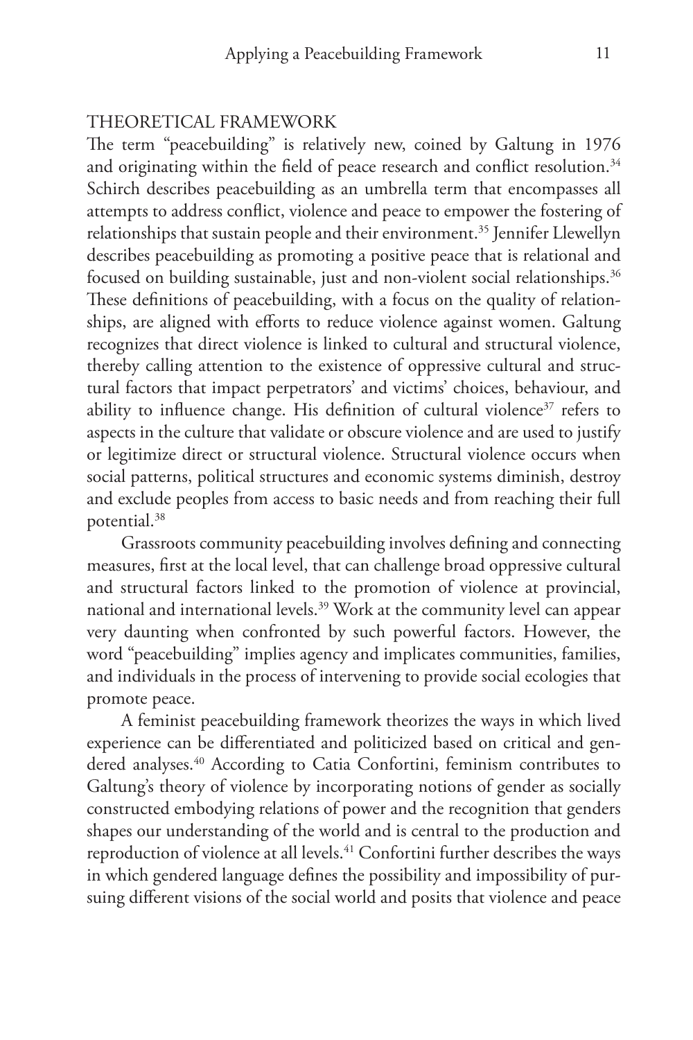## THEORETICAL FRAMEWORK

The term "peacebuilding" is relatively new, coined by Galtung in 1976 and originating within the field of peace research and conflict resolution.[34] Schirch describes peacebuilding as an umbrella term that encompasses all attempts to address conflict, violence and peace to empower the fostering of relationships that sustain people and their environment.[35] Jennifer Llewellyn describes peacebuilding as promoting a positive peace that is relational and focused on building sustainable, just and non-violent social relationships.[36] These definitions of peacebuilding, with a focus on the quality of relationships, are aligned with efforts to reduce violence against women. Galtung recognizes that direct violence is linked to cultural and structural violence, thereby calling attention to the existence of oppressive cultural and structural factors that impact perpetrators' and victims' choices, behaviour, and ability to influence change. His definition of cultural violence[37] refers to aspects in the culture that validate or obscure violence and are used to justify or legitimize direct or structural violence. Structural violence occurs when social patterns, political structures and economic systems diminish, destroy and exclude peoples from access to basic needs and from reaching their full potential.[38]

Grassroots community peacebuilding involves defining and connecting measures, first at the local level, that can challenge broad oppressive cultural and structural factors linked to the promotion of violence at provincial, national and international levels.[39] Work at the community level can appear very daunting when confronted by such powerful factors. However, the word "peacebuilding" implies agency and implicates communities, families, and individuals in the process of intervening to provide social ecologies that promote peace.

A feminist peacebuilding framework theorizes the ways in which lived experience can be differentiated and politicized based on critical and gendered analyses.[40] According to Catia Confortini, feminism contributes to Galtung's theory of violence by incorporating notions of gender as socially constructed embodying relations of power and the recognition that genders shapes our understanding of the world and is central to the production and reproduction of violence at all levels.[41] Confortini further describes the ways in which gendered language defines the possibility and impossibility of pursuing different visions of the social world and posits that violence and peace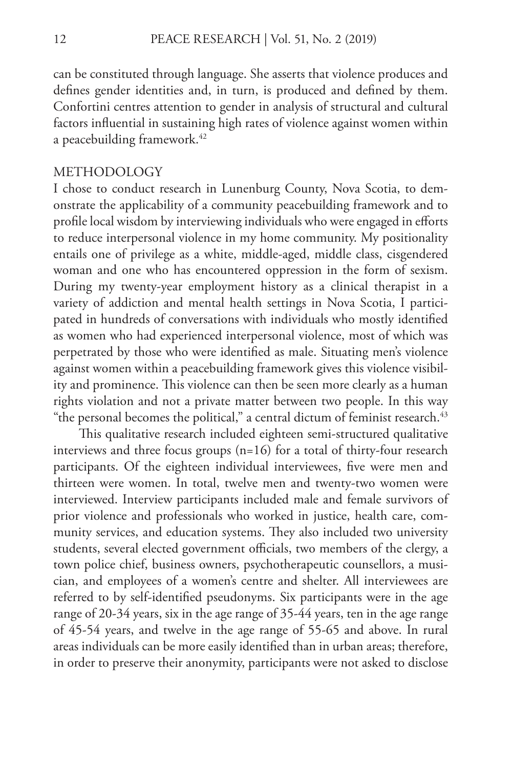can be constituted through language. She asserts that violence produces and defines gender identities and, in turn, is produced and defined by them. Confortini centres attention to gender in analysis of structural and cultural factors influential in sustaining high rates of violence against women within a peacebuilding framework.[42]

## METHODOLOGY

I chose to conduct research in Lunenburg County, Nova Scotia, to demonstrate the applicability of a community peacebuilding framework and to profile local wisdom by interviewing individuals who were engaged in efforts to reduce interpersonal violence in my home community. My positionality entails one of privilege as a white, middle-aged, middle class, cisgendered woman and one who has encountered oppression in the form of sexism. During my twenty-year employment history as a clinical therapist in a variety of addiction and mental health settings in Nova Scotia, I participated in hundreds of conversations with individuals who mostly identified as women who had experienced interpersonal violence, most of which was perpetrated by those who were identified as male. Situating men's violence against women within a peacebuilding framework gives this violence visibility and prominence. This violence can then be seen more clearly as a human rights violation and not a private matter between two people. In this way "the personal becomes the political," a central dictum of feminist research.[43]

This qualitative research included eighteen semi-structured qualitative interviews and three focus groups (n=16) for a total of thirty-four research participants. Of the eighteen individual interviewees, five were men and thirteen were women. In total, twelve men and twenty-two women were interviewed. Interview participants included male and female survivors of prior violence and professionals who worked in justice, health care, community services, and education systems. They also included two university students, several elected government officials, two members of the clergy, a town police chief, business owners, psychotherapeutic counsellors, a musician, and employees of a women's centre and shelter. All interviewees are referred to by self-identified pseudonyms. Six participants were in the age range of 20-34 years, six in the age range of 35-44 years, ten in the age range of 45-54 years, and twelve in the age range of 55-65 and above. In rural areas individuals can be more easily identified than in urban areas; therefore, in order to preserve their anonymity, participants were not asked to disclose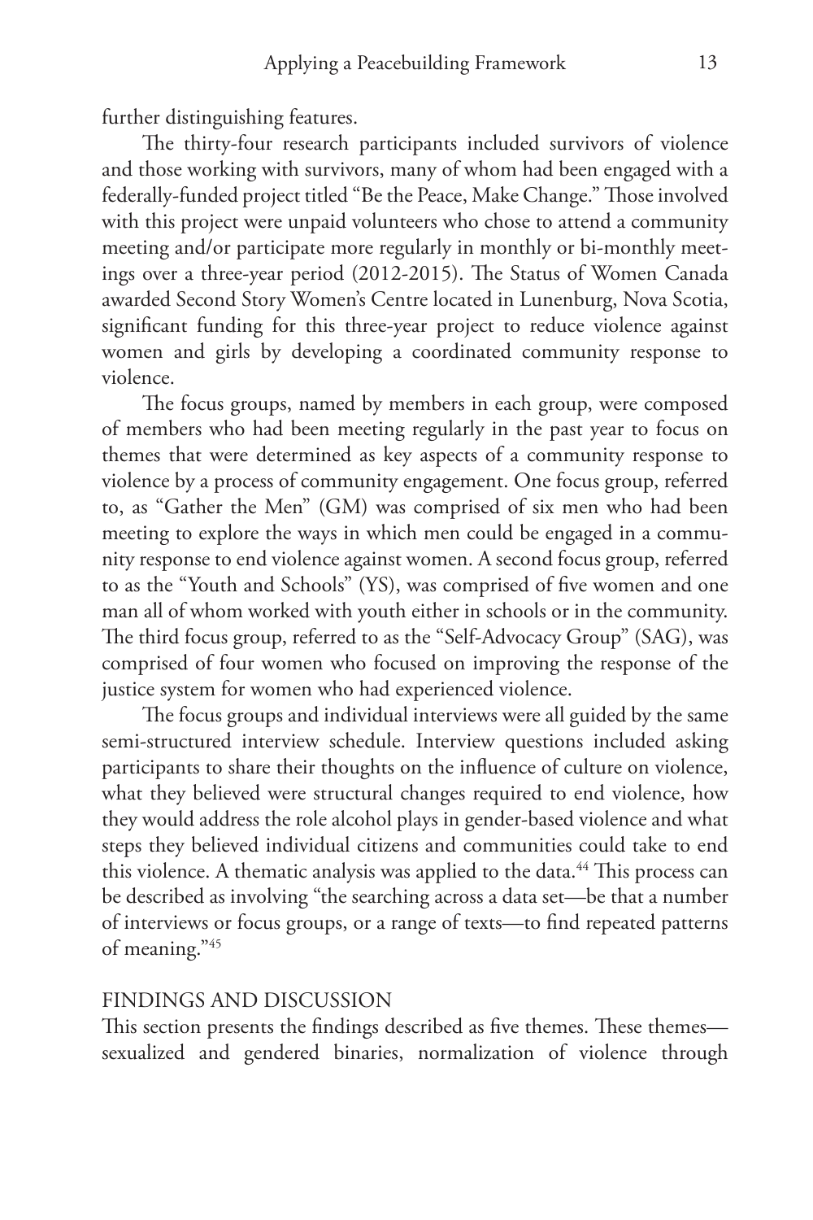further distinguishing features.

The thirty-four research participants included survivors of violence and those working with survivors, many of whom had been engaged with a federally-funded project titled "Be the Peace, Make Change." Those involved with this project were unpaid volunteers who chose to attend a community meeting and/or participate more regularly in monthly or bi-monthly meetings over a three-year period (2012-2015). The Status of Women Canada awarded Second Story Women's Centre located in Lunenburg, Nova Scotia, significant funding for this three-year project to reduce violence against women and girls by developing a coordinated community response to violence.

The focus groups, named by members in each group, were composed of members who had been meeting regularly in the past year to focus on themes that were determined as key aspects of a community response to violence by a process of community engagement. One focus group, referred to, as "Gather the Men" (GM) was comprised of six men who had been meeting to explore the ways in which men could be engaged in a community response to end violence against women. A second focus group, referred to as the "Youth and Schools" (YS), was comprised of five women and one man all of whom worked with youth either in schools or in the community. The third focus group, referred to as the "Self-Advocacy Group" (SAG), was comprised of four women who focused on improving the response of the justice system for women who had experienced violence.

The focus groups and individual interviews were all guided by the same semi-structured interview schedule. Interview questions included asking participants to share their thoughts on the influence of culture on violence, what they believed were structural changes required to end violence, how they would address the role alcohol plays in gender-based violence and what steps they believed individual citizens and communities could take to end this violence. A thematic analysis was applied to the data.[44] This process can be described as involving "the searching across a data set—be that a number of interviews or focus groups, or a range of texts—to find repeated patterns of meaning."[45]

## FINDINGS AND DISCUSSION

This section presents the findings described as five themes. These themes—sexualized and gendered binaries, normalization of violence through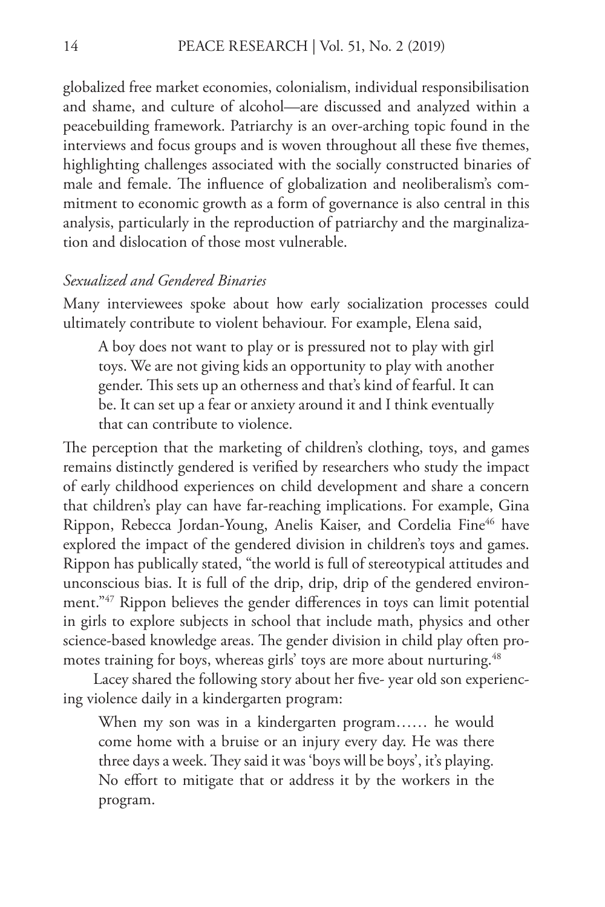globalized free market economies, colonialism, individual responsibilisation and shame, and culture of alcohol—are discussed and analyzed within a peacebuilding framework. Patriarchy is an over-arching topic found in the interviews and focus groups and is woven throughout all these five themes, highlighting challenges associated with the socially constructed binaries of male and female. The influence of globalization and neoliberalism's commitment to economic growth as a form of governance is also central in this analysis, particularly in the reproduction of patriarchy and the marginalization and dislocation of those most vulnerable.

### *Sexualized and Gendered Binaries*

Many interviewees spoke about how early socialization processes could ultimately contribute to violent behaviour. For example, Elena said,

> A boy does not want to play or is pressured not to play with girl toys. We are not giving kids an opportunity to play with another gender. This sets up an otherness and that's kind of fearful. It can be. It can set up a fear or anxiety around it and I think eventually that can contribute to violence.

The perception that the marketing of children's clothing, toys, and games remains distinctly gendered is verified by researchers who study the impact of early childhood experiences on child development and share a concern that children's play can have far-reaching implications. For example, Gina Rippon, Rebecca Jordan-Young, Anelis Kaiser, and Cordelia Fine[46] have explored the impact of the gendered division in children's toys and games. Rippon has publically stated, "the world is full of stereotypical attitudes and unconscious bias. It is full of the drip, drip, drip of the gendered environment."[47] Rippon believes the gender differences in toys can limit potential in girls to explore subjects in school that include math, physics and other science-based knowledge areas. The gender division in child play often promotes training for boys, whereas girls' toys are more about nurturing.[48]

Lacey shared the following story about her five- year old son experiencing violence daily in a kindergarten program:

> When my son was in a kindergarten program…… he would come home with a bruise or an injury every day. He was there three days a week. They said it was 'boys will be boys', it's playing. No effort to mitigate that or address it by the workers in the program.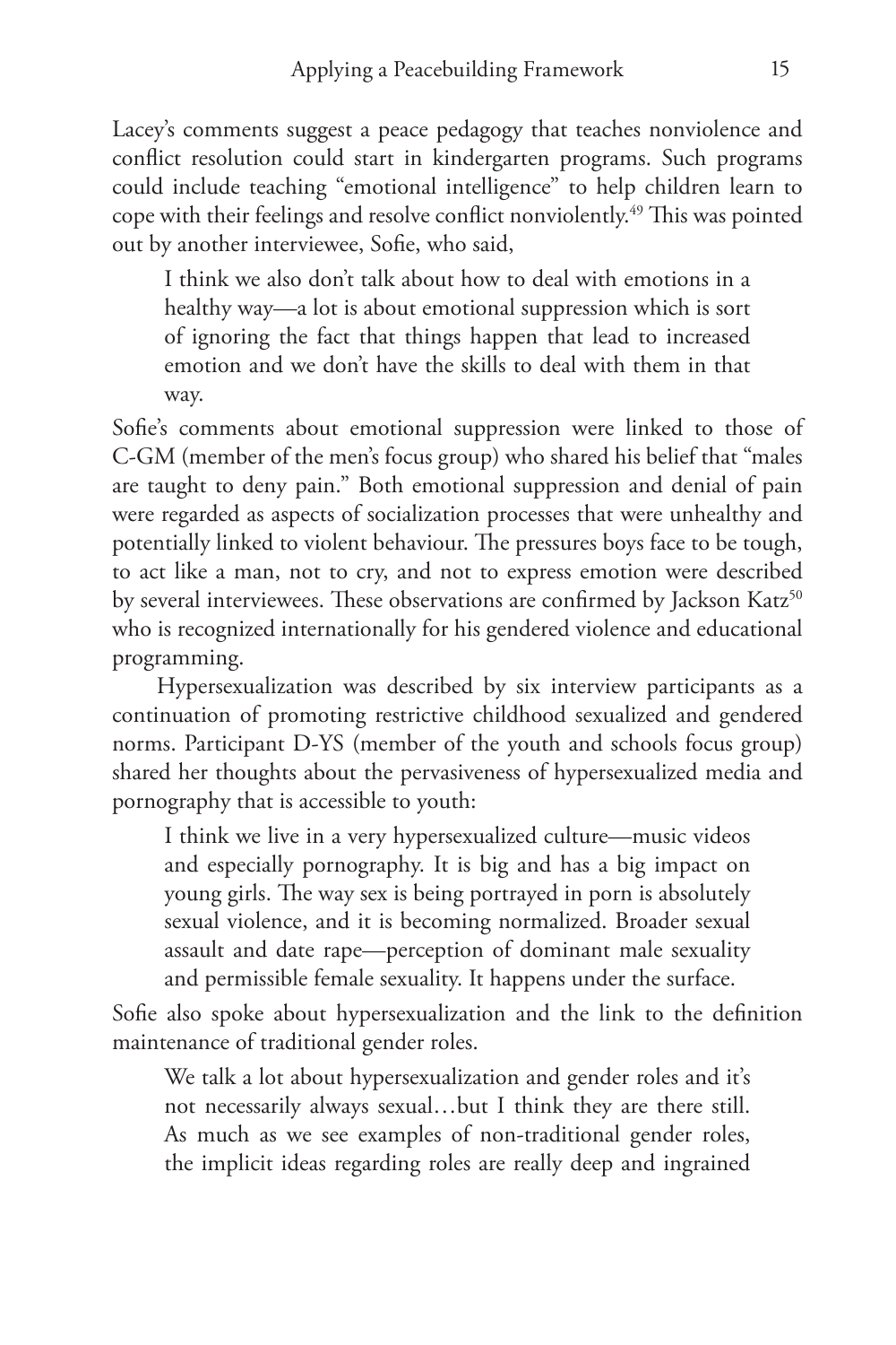Lacey's comments suggest a peace pedagogy that teaches nonviolence and conflict resolution could start in kindergarten programs. Such programs could include teaching "emotional intelligence" to help children learn to cope with their feelings and resolve conflict nonviolently.[49] This was pointed out by another interviewee, Sofie, who said,

> I think we also don't talk about how to deal with emotions in a healthy way—a lot is about emotional suppression which is sort of ignoring the fact that things happen that lead to increased emotion and we don't have the skills to deal with them in that way.

Sofie's comments about emotional suppression were linked to those of C-GM (member of the men's focus group) who shared his belief that "males are taught to deny pain." Both emotional suppression and denial of pain were regarded as aspects of socialization processes that were unhealthy and potentially linked to violent behaviour. The pressures boys face to be tough, to act like a man, not to cry, and not to express emotion were described by several interviewees. These observations are confirmed by Jackson Katz[50] who is recognized internationally for his gendered violence and educational programming.

Hypersexualization was described by six interview participants as a continuation of promoting restrictive childhood sexualized and gendered norms. Participant D-YS (member of the youth and schools focus group) shared her thoughts about the pervasiveness of hypersexualized media and pornography that is accessible to youth:

> I think we live in a very hypersexualized culture—music videos and especially pornography. It is big and has a big impact on young girls. The way sex is being portrayed in porn is absolutely sexual violence, and it is becoming normalized. Broader sexual assault and date rape—perception of dominant male sexuality and permissible female sexuality. It happens under the surface.

Sofie also spoke about hypersexualization and the link to the definition maintenance of traditional gender roles.

> We talk a lot about hypersexualization and gender roles and it's not necessarily always sexual…but I think they are there still. As much as we see examples of non-traditional gender roles, the implicit ideas regarding roles are really deep and ingrained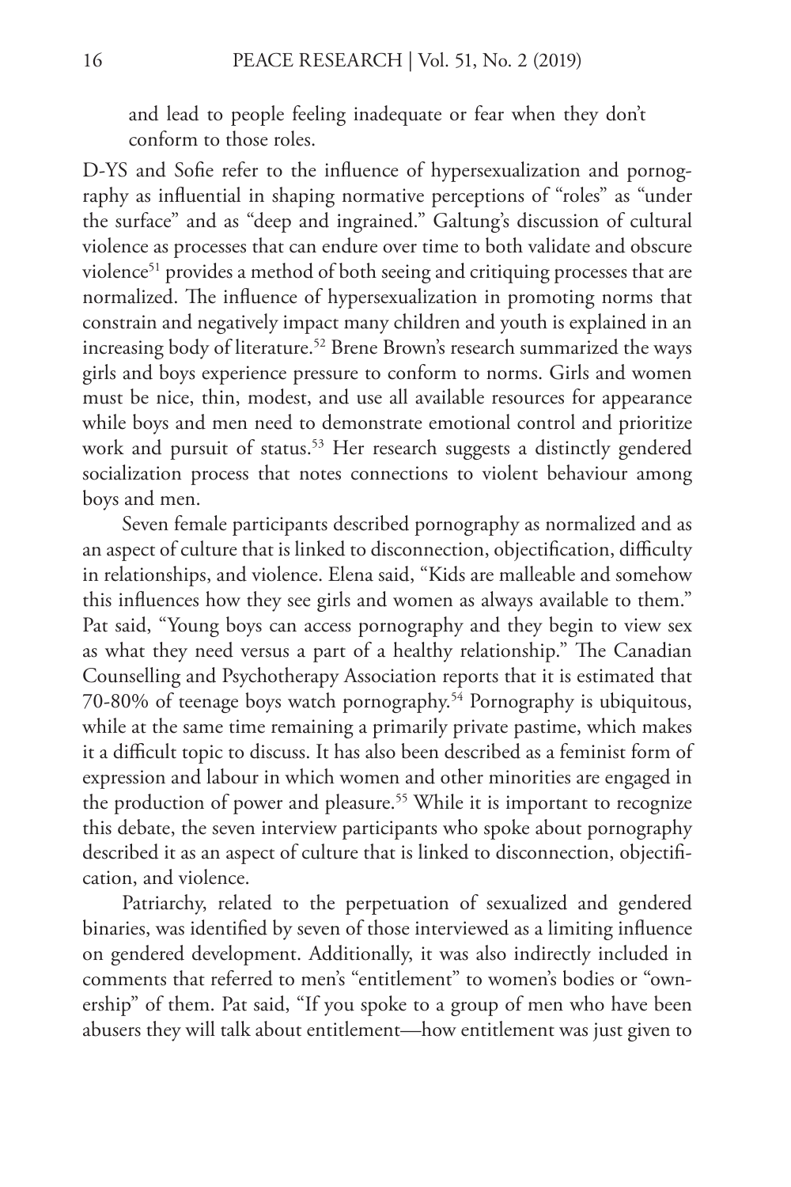and lead to people feeling inadequate or fear when they don't conform to those roles.

D-YS and Sofie refer to the influence of hypersexualization and pornography as influential in shaping normative perceptions of "roles" as "under the surface" and as "deep and ingrained." Galtung's discussion of cultural violence as processes that can endure over time to both validate and obscure violence[51] provides a method of both seeing and critiquing processes that are normalized. The influence of hypersexualization in promoting norms that constrain and negatively impact many children and youth is explained in an increasing body of literature.[52] Brene Brown's research summarized the ways girls and boys experience pressure to conform to norms. Girls and women must be nice, thin, modest, and use all available resources for appearance while boys and men need to demonstrate emotional control and prioritize work and pursuit of status.[53] Her research suggests a distinctly gendered socialization process that notes connections to violent behaviour among boys and men.

Seven female participants described pornography as normalized and as an aspect of culture that is linked to disconnection, objectification, difficulty in relationships, and violence. Elena said, "Kids are malleable and somehow this influences how they see girls and women as always available to them." Pat said, "Young boys can access pornography and they begin to view sex as what they need versus a part of a healthy relationship." The Canadian Counselling and Psychotherapy Association reports that it is estimated that 70-80% of teenage boys watch pornography.[54] Pornography is ubiquitous, while at the same time remaining a primarily private pastime, which makes it a difficult topic to discuss. It has also been described as a feminist form of expression and labour in which women and other minorities are engaged in the production of power and pleasure.[55] While it is important to recognize this debate, the seven interview participants who spoke about pornography described it as an aspect of culture that is linked to disconnection, objectification, and violence.

Patriarchy, related to the perpetuation of sexualized and gendered binaries, was identified by seven of those interviewed as a limiting influence on gendered development. Additionally, it was also indirectly included in comments that referred to men's "entitlement" to women's bodies or "ownership" of them. Pat said, "If you spoke to a group of men who have been abusers they will talk about entitlement—how entitlement was just given to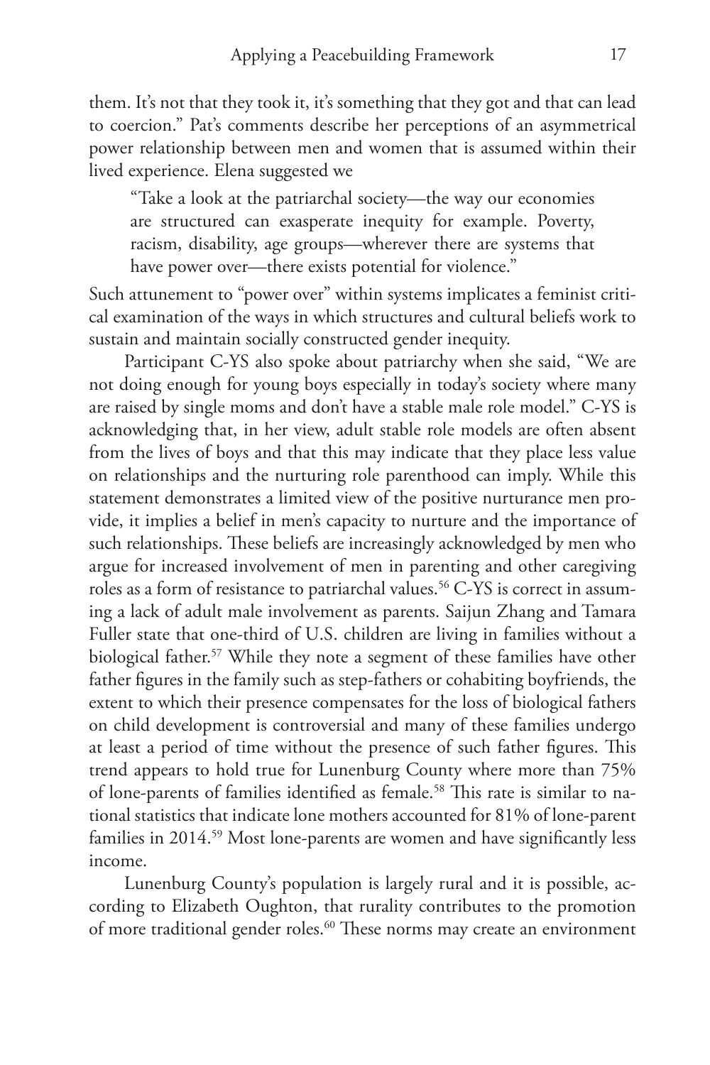them. It's not that they took it, it's something that they got and that can lead to coercion." Pat's comments describe her perceptions of an asymmetrical power relationship between men and women that is assumed within their lived experience. Elena suggested we

> "Take a look at the patriarchal society—the way our economies are structured can exasperate inequity for example. Poverty, racism, disability, age groups—wherever there are systems that have power over—there exists potential for violence."

Such attunement to "power over" within systems implicates a feminist critical examination of the ways in which structures and cultural beliefs work to sustain and maintain socially constructed gender inequity.

Participant C-YS also spoke about patriarchy when she said, "We are not doing enough for young boys especially in today's society where many are raised by single moms and don't have a stable male role model." C-YS is acknowledging that, in her view, adult stable role models are often absent from the lives of boys and that this may indicate that they place less value on relationships and the nurturing role parenthood can imply. While this statement demonstrates a limited view of the positive nurturance men provide, it implies a belief in men's capacity to nurture and the importance of such relationships. These beliefs are increasingly acknowledged by men who argue for increased involvement of men in parenting and other caregiving roles as a form of resistance to patriarchal values.[56] C-YS is correct in assuming a lack of adult male involvement as parents. Saijun Zhang and Tamara Fuller state that one-third of U.S. children are living in families without a biological father.[57] While they note a segment of these families have other father figures in the family such as step-fathers or cohabiting boyfriends, the extent to which their presence compensates for the loss of biological fathers on child development is controversial and many of these families undergo at least a period of time without the presence of such father figures. This trend appears to hold true for Lunenburg County where more than 75% of lone-parents of families identified as female.[58] This rate is similar to national statistics that indicate lone mothers accounted for 81% of lone-parent families in 2014.[59] Most lone-parents are women and have significantly less income.

Lunenburg County's population is largely rural and it is possible, according to Elizabeth Oughton, that rurality contributes to the promotion of more traditional gender roles.[60] These norms may create an environment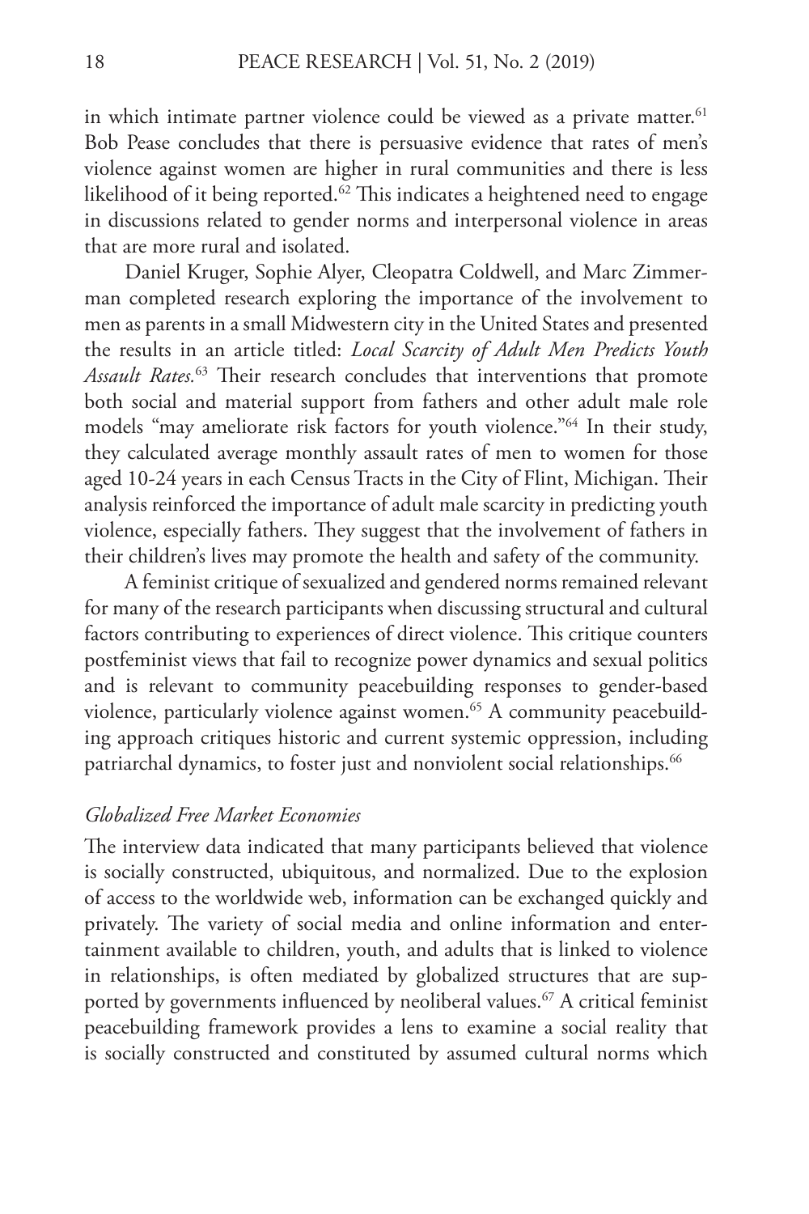in which intimate partner violence could be viewed as a private matter.[61] Bob Pease concludes that there is persuasive evidence that rates of men's violence against women are higher in rural communities and there is less likelihood of it being reported.[62] This indicates a heightened need to engage in discussions related to gender norms and interpersonal violence in areas that are more rural and isolated.

Daniel Kruger, Sophie Alyer, Cleopatra Coldwell, and Marc Zimmerman completed research exploring the importance of the involvement to men as parents in a small Midwestern city in the United States and presented the results in an article titled: *Local Scarcity of Adult Men Predicts Youth Assault Rates.*[63] Their research concludes that interventions that promote both social and material support from fathers and other adult male role models "may ameliorate risk factors for youth violence."[64] In their study, they calculated average monthly assault rates of men to women for those aged 10-24 years in each Census Tracts in the City of Flint, Michigan. Their analysis reinforced the importance of adult male scarcity in predicting youth violence, especially fathers. They suggest that the involvement of fathers in their children's lives may promote the health and safety of the community.

A feminist critique of sexualized and gendered norms remained relevant for many of the research participants when discussing structural and cultural factors contributing to experiences of direct violence. This critique counters postfeminist views that fail to recognize power dynamics and sexual politics and is relevant to community peacebuilding responses to gender-based violence, particularly violence against women.[65] A community peacebuilding approach critiques historic and current systemic oppression, including patriarchal dynamics, to foster just and nonviolent social relationships.[66]

### *Globalized Free Market Economies*

The interview data indicated that many participants believed that violence is socially constructed, ubiquitous, and normalized. Due to the explosion of access to the worldwide web, information can be exchanged quickly and privately. The variety of social media and online information and entertainment available to children, youth, and adults that is linked to violence in relationships, is often mediated by globalized structures that are supported by governments influenced by neoliberal values.[67] A critical feminist peacebuilding framework provides a lens to examine a social reality that is socially constructed and constituted by assumed cultural norms which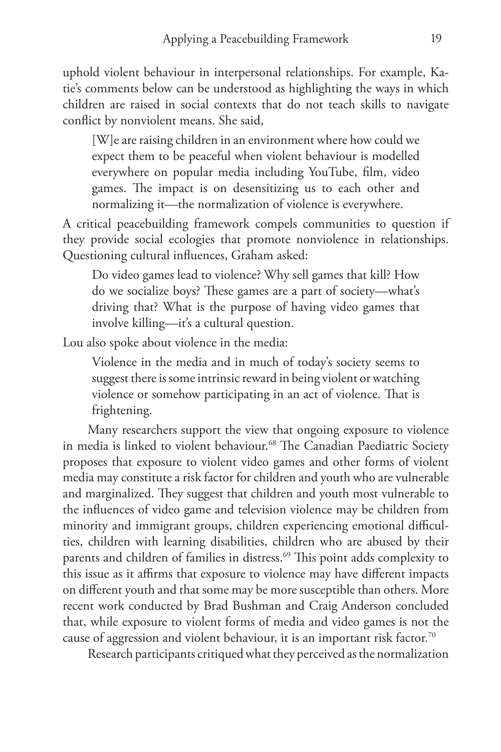uphold violent behaviour in interpersonal relationships. For example, Katie's comments below can be understood as highlighting the ways in which children are raised in social contexts that do not teach skills to navigate conflict by nonviolent means. She said,

> [W]e are raising children in an environment where how could we expect them to be peaceful when violent behaviour is modelled everywhere on popular media including YouTube, film, video games. The impact is on desensitizing us to each other and normalizing it—the normalization of violence is everywhere.

A critical peacebuilding framework compels communities to question if they provide social ecologies that promote nonviolence in relationships. Questioning cultural influences, Graham asked:

> Do video games lead to violence? Why sell games that kill? How do we socialize boys? These games are a part of society—what's driving that? What is the purpose of having video games that involve killing—it's a cultural question.

Lou also spoke about violence in the media:

> Violence in the media and in much of today's society seems to suggest there is some intrinsic reward in being violent or watching violence or somehow participating in an act of violence. That is frightening.

Many researchers support the view that ongoing exposure to violence in media is linked to violent behaviour.[68] The Canadian Paediatric Society proposes that exposure to violent video games and other forms of violent media may constitute a risk factor for children and youth who are vulnerable and marginalized. They suggest that children and youth most vulnerable to the influences of video game and television violence may be children from minority and immigrant groups, children experiencing emotional difficulties, children with learning disabilities, children who are abused by their parents and children of families in distress.[69] This point adds complexity to this issue as it affirms that exposure to violence may have different impacts on different youth and that some may be more susceptible than others. More recent work conducted by Brad Bushman and Craig Anderson concluded that, while exposure to violent forms of media and video games is not the cause of aggression and violent behaviour, it is an important risk factor.[70]

Research participants critiqued what they perceived as the normalization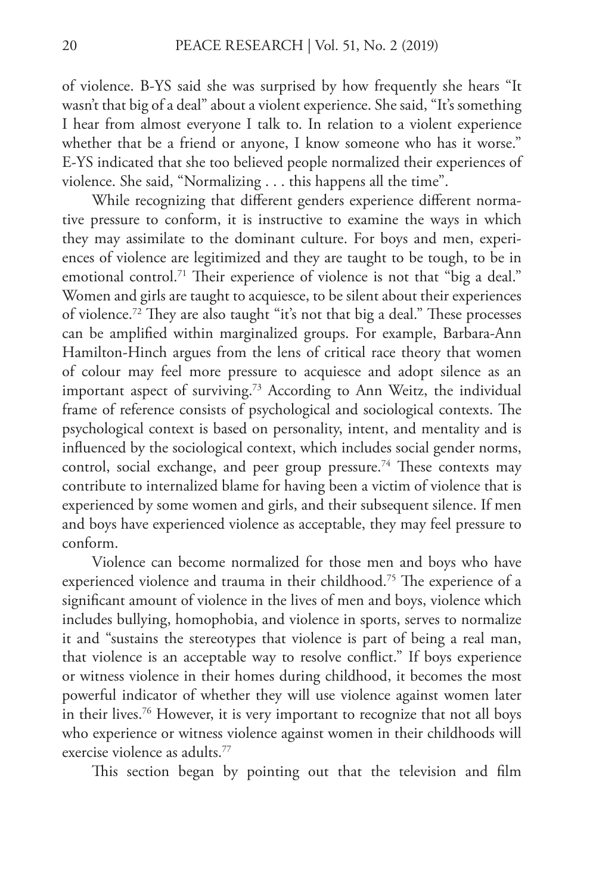of violence. B-YS said she was surprised by how frequently she hears "It wasn't that big of a deal" about a violent experience. She said, "It's something I hear from almost everyone I talk to. In relation to a violent experience whether that be a friend or anyone, I know someone who has it worse." E-YS indicated that she too believed people normalized their experiences of violence. She said, "Normalizing . . . this happens all the time".

While recognizing that different genders experience different normative pressure to conform, it is instructive to examine the ways in which they may assimilate to the dominant culture. For boys and men, experiences of violence are legitimized and they are taught to be tough, to be in emotional control.[71] Their experience of violence is not that "big a deal." Women and girls are taught to acquiesce, to be silent about their experiences of violence.[72] They are also taught "it's not that big a deal." These processes can be amplified within marginalized groups. For example, Barbara-Ann Hamilton-Hinch argues from the lens of critical race theory that women of colour may feel more pressure to acquiesce and adopt silence as an important aspect of surviving.[73] According to Ann Weitz, the individual frame of reference consists of psychological and sociological contexts. The psychological context is based on personality, intent, and mentality and is influenced by the sociological context, which includes social gender norms, control, social exchange, and peer group pressure.[74] These contexts may contribute to internalized blame for having been a victim of violence that is experienced by some women and girls, and their subsequent silence. If men and boys have experienced violence as acceptable, they may feel pressure to conform.

Violence can become normalized for those men and boys who have experienced violence and trauma in their childhood.[75] The experience of a significant amount of violence in the lives of men and boys, violence which includes bullying, homophobia, and violence in sports, serves to normalize it and "sustains the stereotypes that violence is part of being a real man, that violence is an acceptable way to resolve conflict." If boys experience or witness violence in their homes during childhood, it becomes the most powerful indicator of whether they will use violence against women later in their lives.[76] However, it is very important to recognize that not all boys who experience or witness violence against women in their childhoods will exercise violence as adults.[77]

This section began by pointing out that the television and film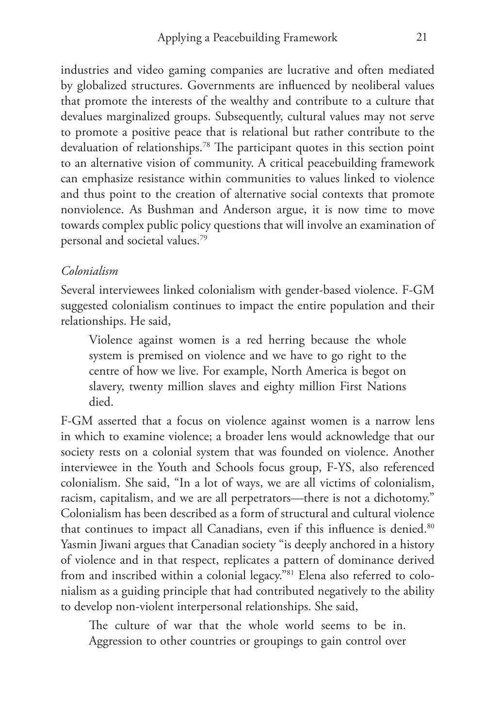industries and video gaming companies are lucrative and often mediated by globalized structures. Governments are influenced by neoliberal values that promote the interests of the wealthy and contribute to a culture that devalues marginalized groups. Subsequently, cultural values may not serve to promote a positive peace that is relational but rather contribute to the devaluation of relationships.[78] The participant quotes in this section point to an alternative vision of community. A critical peacebuilding framework can emphasize resistance within communities to values linked to violence and thus point to the creation of alternative social contexts that promote nonviolence. As Bushman and Anderson argue, it is now time to move towards complex public policy questions that will involve an examination of personal and societal values.[79]

*Colonialism*

Several interviewees linked colonialism with gender-based violence. F-GM suggested colonialism continues to impact the entire population and their relationships. He said,

> Violence against women is a red herring because the whole system is premised on violence and we have to go right to the centre of how we live. For example, North America is begot on slavery, twenty million slaves and eighty million First Nations died.

F-GM asserted that a focus on violence against women is a narrow lens in which to examine violence; a broader lens would acknowledge that our society rests on a colonial system that was founded on violence. Another interviewee in the Youth and Schools focus group, F-YS, also referenced colonialism. She said, "In a lot of ways, we are all victims of colonialism, racism, capitalism, and we are all perpetrators—there is not a dichotomy." Colonialism has been described as a form of structural and cultural violence that continues to impact all Canadians, even if this influence is denied.[80] Yasmin Jiwani argues that Canadian society "is deeply anchored in a history of violence and in that respect, replicates a pattern of dominance derived from and inscribed within a colonial legacy."[81] Elena also referred to colonialism as a guiding principle that had contributed negatively to the ability to develop non-violent interpersonal relationships. She said,

> The culture of war that the whole world seems to be in. Aggression to other countries or groupings to gain control over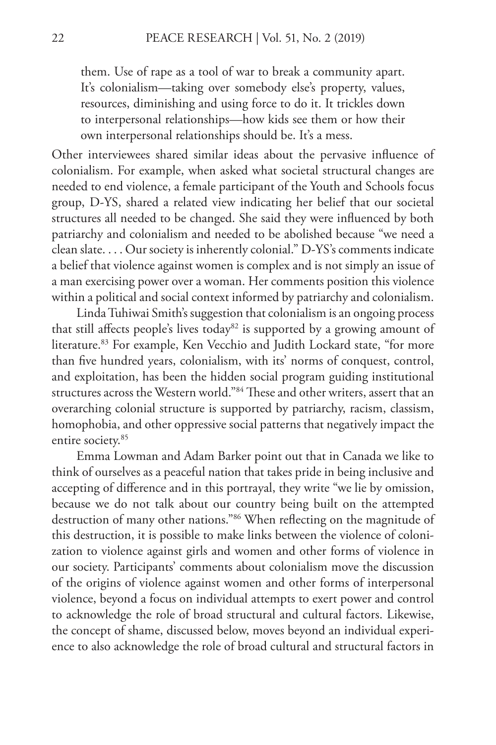> them. Use of rape as a tool of war to break a community apart. It's colonialism—taking over somebody else's property, values, resources, diminishing and using force to do it. It trickles down to interpersonal relationships—how kids see them or how their own interpersonal relationships should be. It's a mess.

Other interviewees shared similar ideas about the pervasive influence of colonialism. For example, when asked what societal structural changes are needed to end violence, a female participant of the Youth and Schools focus group, D-YS, shared a related view indicating her belief that our societal structures all needed to be changed. She said they were influenced by both patriarchy and colonialism and needed to be abolished because "we need a clean slate. . . . Our society is inherently colonial." D-YS's comments indicate a belief that violence against women is complex and is not simply an issue of a man exercising power over a woman. Her comments position this violence within a political and social context informed by patriarchy and colonialism.

Linda Tuhiwai Smith's suggestion that colonialism is an ongoing process that still affects people's lives today[82] is supported by a growing amount of literature.[83] For example, Ken Vecchio and Judith Lockard state, "for more than five hundred years, colonialism, with its' norms of conquest, control, and exploitation, has been the hidden social program guiding institutional structures across the Western world."[84] These and other writers, assert that an overarching colonial structure is supported by patriarchy, racism, classism, homophobia, and other oppressive social patterns that negatively impact the entire society.[85]

Emma Lowman and Adam Barker point out that in Canada we like to think of ourselves as a peaceful nation that takes pride in being inclusive and accepting of difference and in this portrayal, they write "we lie by omission, because we do not talk about our country being built on the attempted destruction of many other nations."[86] When reflecting on the magnitude of this destruction, it is possible to make links between the violence of colonization to violence against girls and women and other forms of violence in our society. Participants' comments about colonialism move the discussion of the origins of violence against women and other forms of interpersonal violence, beyond a focus on individual attempts to exert power and control to acknowledge the role of broad structural and cultural factors. Likewise, the concept of shame, discussed below, moves beyond an individual experience to also acknowledge the role of broad cultural and structural factors in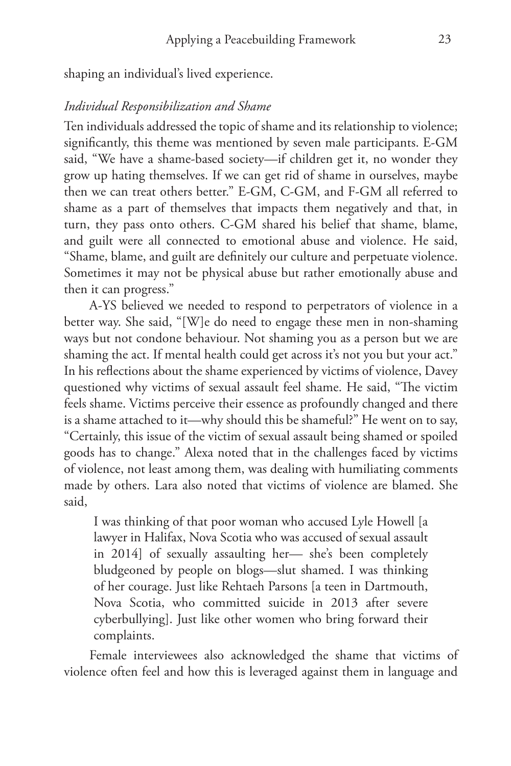shaping an individual's lived experience.

*Individual Responsibilization and Shame*

Ten individuals addressed the topic of shame and its relationship to violence; significantly, this theme was mentioned by seven male participants. E-GM said, "We have a shame-based society—if children get it, no wonder they grow up hating themselves. If we can get rid of shame in ourselves, maybe then we can treat others better." E-GM, C-GM, and F-GM all referred to shame as a part of themselves that impacts them negatively and that, in turn, they pass onto others. C-GM shared his belief that shame, blame, and guilt were all connected to emotional abuse and violence. He said, "Shame, blame, and guilt are definitely our culture and perpetuate violence. Sometimes it may not be physical abuse but rather emotionally abuse and then it can progress."

A-YS believed we needed to respond to perpetrators of violence in a better way. She said, "[W]e do need to engage these men in non-shaming ways but not condone behaviour. Not shaming you as a person but we are shaming the act. If mental health could get across it's not you but your act." In his reflections about the shame experienced by victims of violence, Davey questioned why victims of sexual assault feel shame. He said, "The victim feels shame. Victims perceive their essence as profoundly changed and there is a shame attached to it—why should this be shameful?" He went on to say, "Certainly, this issue of the victim of sexual assault being shamed or spoiled goods has to change." Alexa noted that in the challenges faced by victims of violence, not least among them, was dealing with humiliating comments made by others. Lara also noted that victims of violence are blamed. She said,

> I was thinking of that poor woman who accused Lyle Howell [a lawyer in Halifax, Nova Scotia who was accused of sexual assault in 2014] of sexually assaulting her— she's been completely bludgeoned by people on blogs—slut shamed. I was thinking of her courage. Just like Rehtaeh Parsons [a teen in Dartmouth, Nova Scotia, who committed suicide in 2013 after severe cyberbullying]. Just like other women who bring forward their complaints.

Female interviewees also acknowledged the shame that victims of violence often feel and how this is leveraged against them in language and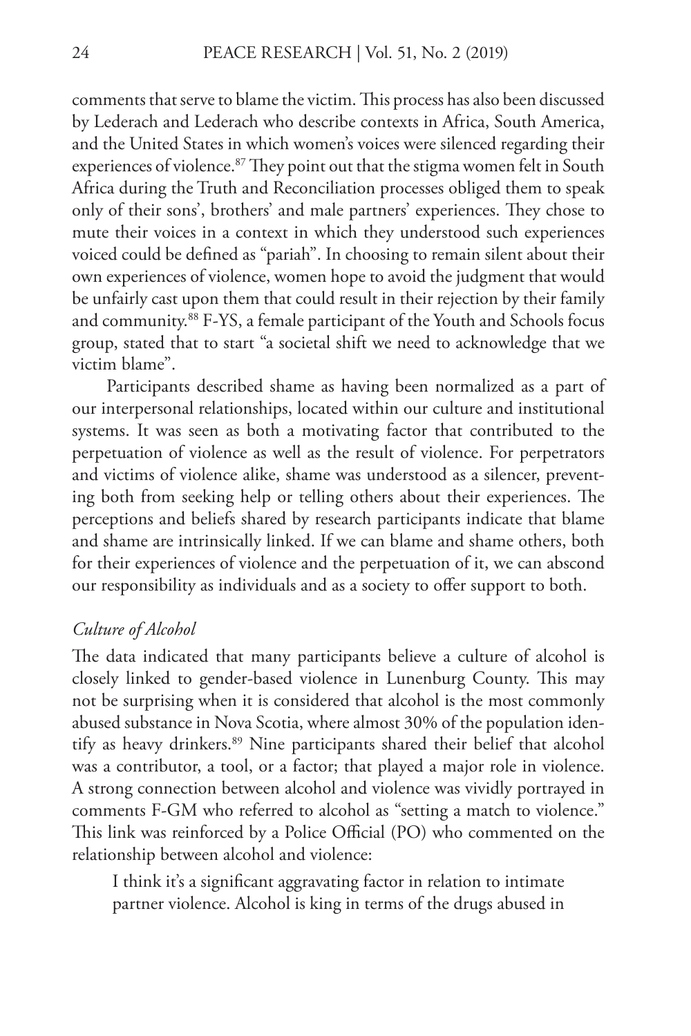comments that serve to blame the victim. This process has also been discussed by Lederach and Lederach who describe contexts in Africa, South America, and the United States in which women's voices were silenced regarding their experiences of violence.[87] They point out that the stigma women felt in South Africa during the Truth and Reconciliation processes obliged them to speak only of their sons', brothers' and male partners' experiences. They chose to mute their voices in a context in which they understood such experiences voiced could be defined as "pariah". In choosing to remain silent about their own experiences of violence, women hope to avoid the judgment that would be unfairly cast upon them that could result in their rejection by their family and community.[88] F-YS, a female participant of the Youth and Schools focus group, stated that to start "a societal shift we need to acknowledge that we victim blame".

Participants described shame as having been normalized as a part of our interpersonal relationships, located within our culture and institutional systems. It was seen as both a motivating factor that contributed to the perpetuation of violence as well as the result of violence. For perpetrators and victims of violence alike, shame was understood as a silencer, preventing both from seeking help or telling others about their experiences. The perceptions and beliefs shared by research participants indicate that blame and shame are intrinsically linked. If we can blame and shame others, both for their experiences of violence and the perpetuation of it, we can abscond our responsibility as individuals and as a society to offer support to both.

### *Culture of Alcohol*

The data indicated that many participants believe a culture of alcohol is closely linked to gender-based violence in Lunenburg County. This may not be surprising when it is considered that alcohol is the most commonly abused substance in Nova Scotia, where almost 30% of the population identify as heavy drinkers.[89] Nine participants shared their belief that alcohol was a contributor, a tool, or a factor; that played a major role in violence. A strong connection between alcohol and violence was vividly portrayed in comments F-GM who referred to alcohol as "setting a match to violence." This link was reinforced by a Police Official (PO) who commented on the relationship between alcohol and violence:

> I think it's a significant aggravating factor in relation to intimate partner violence. Alcohol is king in terms of the drugs abused in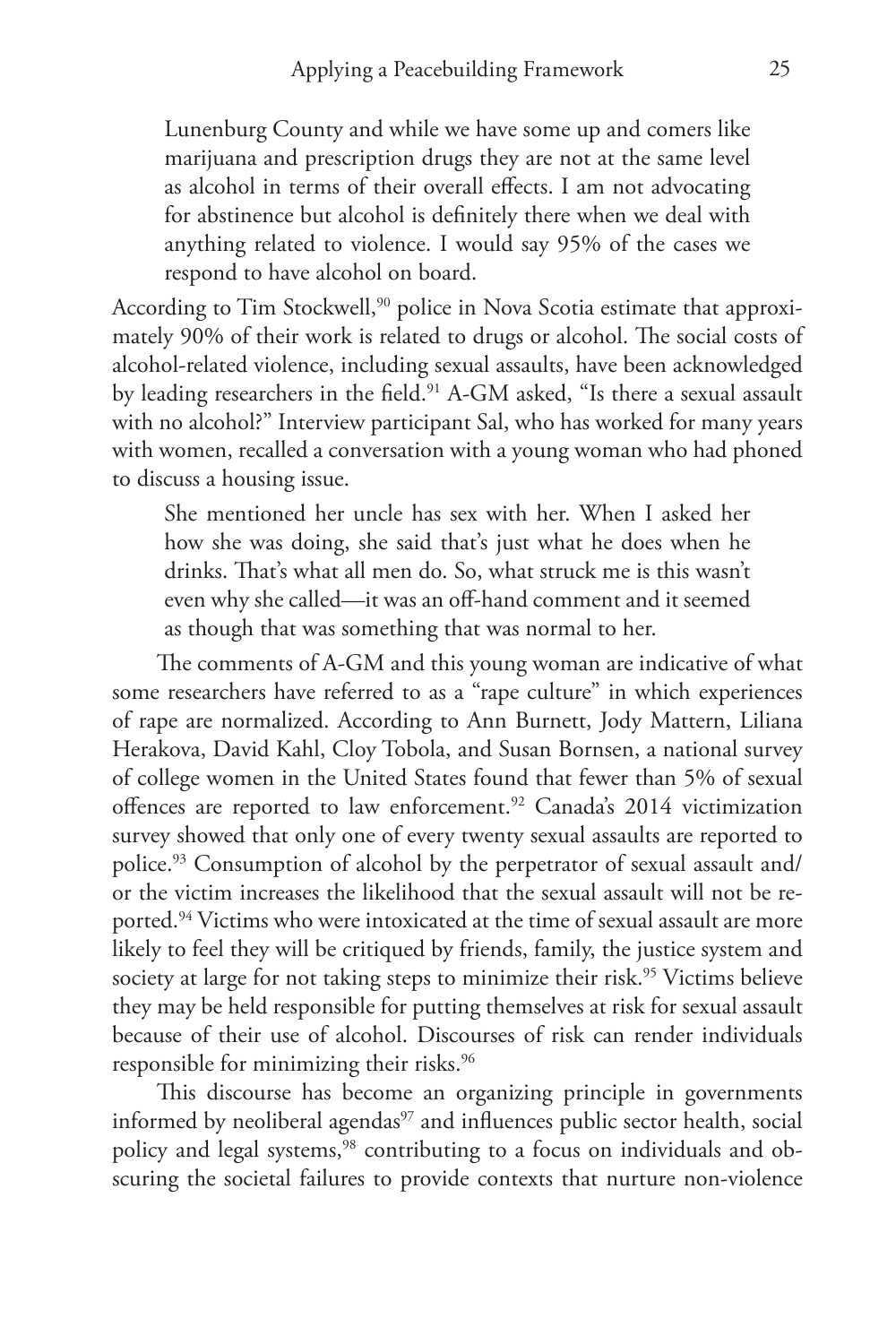> Lunenburg County and while we have some up and comers like marijuana and prescription drugs they are not at the same level as alcohol in terms of their overall effects. I am not advocating for abstinence but alcohol is definitely there when we deal with anything related to violence. I would say 95% of the cases we respond to have alcohol on board.

According to Tim Stockwell,[90] police in Nova Scotia estimate that approximately 90% of their work is related to drugs or alcohol. The social costs of alcohol-related violence, including sexual assaults, have been acknowledged by leading researchers in the field.[91] A-GM asked, "Is there a sexual assault with no alcohol?" Interview participant Sal, who has worked for many years with women, recalled a conversation with a young woman who had phoned to discuss a housing issue.

> She mentioned her uncle has sex with her. When I asked her how she was doing, she said that's just what he does when he drinks. That's what all men do. So, what struck me is this wasn't even why she called—it was an off-hand comment and it seemed as though that was something that was normal to her.

The comments of A-GM and this young woman are indicative of what some researchers have referred to as a "rape culture" in which experiences of rape are normalized. According to Ann Burnett, Jody Mattern, Liliana Herakova, David Kahl, Cloy Tobola, and Susan Bornsen, a national survey of college women in the United States found that fewer than 5% of sexual offences are reported to law enforcement.[92] Canada's 2014 victimization survey showed that only one of every twenty sexual assaults are reported to police.[93] Consumption of alcohol by the perpetrator of sexual assault and/or the victim increases the likelihood that the sexual assault will not be reported.[94] Victims who were intoxicated at the time of sexual assault are more likely to feel they will be critiqued by friends, family, the justice system and society at large for not taking steps to minimize their risk.[95] Victims believe they may be held responsible for putting themselves at risk for sexual assault because of their use of alcohol. Discourses of risk can render individuals responsible for minimizing their risks.[96]

This discourse has become an organizing principle in governments informed by neoliberal agendas[97] and influences public sector health, social policy and legal systems,[98] contributing to a focus on individuals and obscuring the societal failures to provide contexts that nurture non-violence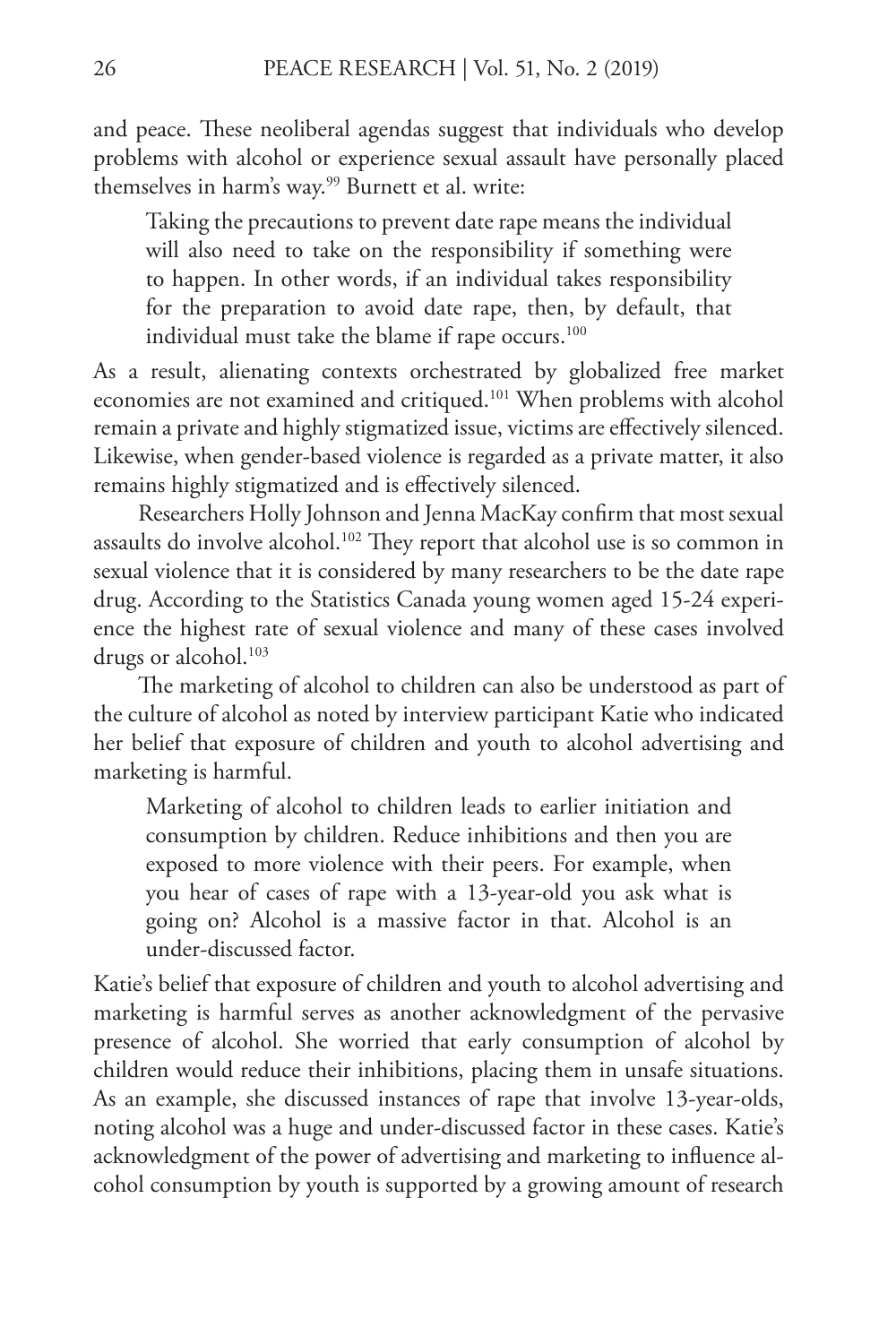and peace. These neoliberal agendas suggest that individuals who develop problems with alcohol or experience sexual assault have personally placed themselves in harm's way.[99] Burnett et al. write:

> Taking the precautions to prevent date rape means the individual will also need to take on the responsibility if something were to happen. In other words, if an individual takes responsibility for the preparation to avoid date rape, then, by default, that individual must take the blame if rape occurs.[100]

As a result, alienating contexts orchestrated by globalized free market economies are not examined and critiqued.[101] When problems with alcohol remain a private and highly stigmatized issue, victims are effectively silenced. Likewise, when gender-based violence is regarded as a private matter, it also remains highly stigmatized and is effectively silenced.

Researchers Holly Johnson and Jenna MacKay confirm that most sexual assaults do involve alcohol.[102] They report that alcohol use is so common in sexual violence that it is considered by many researchers to be the date rape drug. According to the Statistics Canada young women aged 15-24 experience the highest rate of sexual violence and many of these cases involved drugs or alcohol.[103]

The marketing of alcohol to children can also be understood as part of the culture of alcohol as noted by interview participant Katie who indicated her belief that exposure of children and youth to alcohol advertising and marketing is harmful.

> Marketing of alcohol to children leads to earlier initiation and consumption by children. Reduce inhibitions and then you are exposed to more violence with their peers. For example, when you hear of cases of rape with a 13-year-old you ask what is going on? Alcohol is a massive factor in that. Alcohol is an under-discussed factor.

Katie's belief that exposure of children and youth to alcohol advertising and marketing is harmful serves as another acknowledgment of the pervasive presence of alcohol. She worried that early consumption of alcohol by children would reduce their inhibitions, placing them in unsafe situations. As an example, she discussed instances of rape that involve 13-year-olds, noting alcohol was a huge and under-discussed factor in these cases. Katie's acknowledgment of the power of advertising and marketing to influence alcohol consumption by youth is supported by a growing amount of research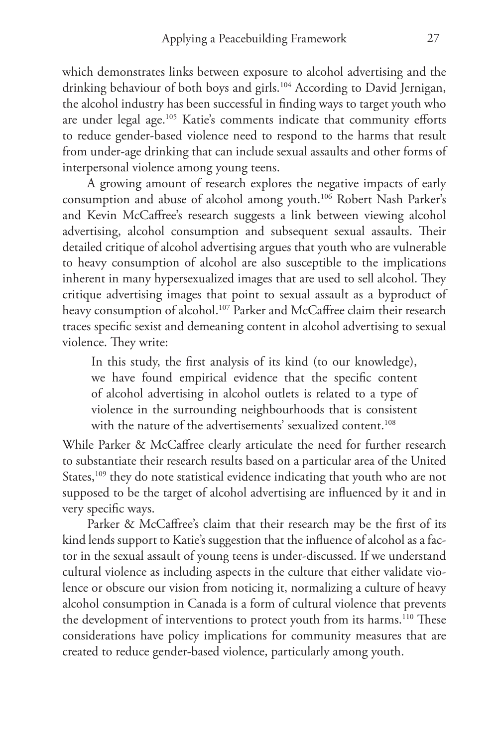which demonstrates links between exposure to alcohol advertising and the drinking behaviour of both boys and girls.[104] According to David Jernigan, the alcohol industry has been successful in finding ways to target youth who are under legal age.[105] Katie's comments indicate that community efforts to reduce gender-based violence need to respond to the harms that result from under-age drinking that can include sexual assaults and other forms of interpersonal violence among young teens.

A growing amount of research explores the negative impacts of early consumption and abuse of alcohol among youth.[106] Robert Nash Parker's and Kevin McCaffree's research suggests a link between viewing alcohol advertising, alcohol consumption and subsequent sexual assaults. Their detailed critique of alcohol advertising argues that youth who are vulnerable to heavy consumption of alcohol are also susceptible to the implications inherent in many hypersexualized images that are used to sell alcohol. They critique advertising images that point to sexual assault as a byproduct of heavy consumption of alcohol.[107] Parker and McCaffree claim their research traces specific sexist and demeaning content in alcohol advertising to sexual violence. They write:

> In this study, the first analysis of its kind (to our knowledge), we have found empirical evidence that the specific content of alcohol advertising in alcohol outlets is related to a type of violence in the surrounding neighbourhoods that is consistent with the nature of the advertisements' sexualized content.[108]

While Parker & McCaffree clearly articulate the need for further research to substantiate their research results based on a particular area of the United States,[109] they do note statistical evidence indicating that youth who are not supposed to be the target of alcohol advertising are influenced by it and in very specific ways.

Parker & McCaffree's claim that their research may be the first of its kind lends support to Katie's suggestion that the influence of alcohol as a factor in the sexual assault of young teens is under-discussed. If we understand cultural violence as including aspects in the culture that either validate violence or obscure our vision from noticing it, normalizing a culture of heavy alcohol consumption in Canada is a form of cultural violence that prevents the development of interventions to protect youth from its harms.[110] These considerations have policy implications for community measures that are created to reduce gender-based violence, particularly among youth.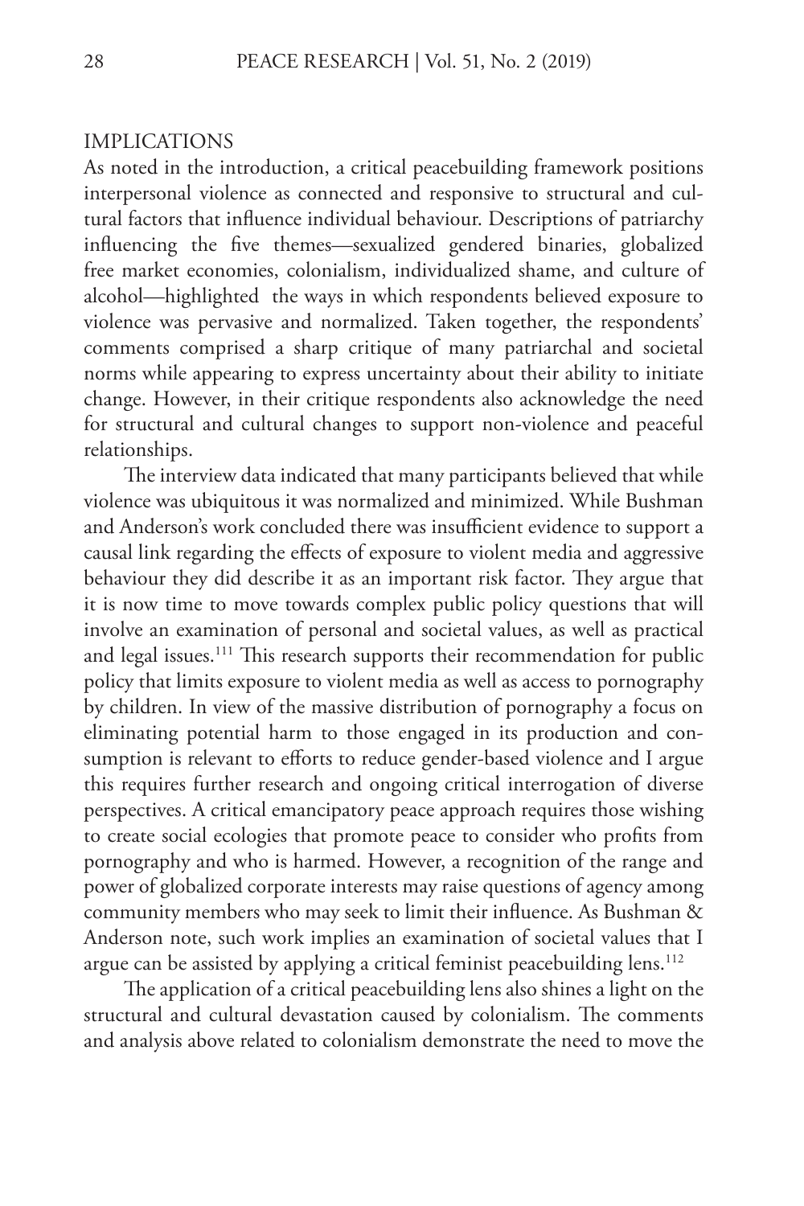## IMPLICATIONS

As noted in the introduction, a critical peacebuilding framework positions interpersonal violence as connected and responsive to structural and cultural factors that influence individual behaviour. Descriptions of patriarchy influencing the five themes—sexualized gendered binaries, globalized free market economies, colonialism, individualized shame, and culture of alcohol—highlighted the ways in which respondents believed exposure to violence was pervasive and normalized. Taken together, the respondents' comments comprised a sharp critique of many patriarchal and societal norms while appearing to express uncertainty about their ability to initiate change. However, in their critique respondents also acknowledge the need for structural and cultural changes to support non-violence and peaceful relationships.

The interview data indicated that many participants believed that while violence was ubiquitous it was normalized and minimized. While Bushman and Anderson's work concluded there was insufficient evidence to support a causal link regarding the effects of exposure to violent media and aggressive behaviour they did describe it as an important risk factor. They argue that it is now time to move towards complex public policy questions that will involve an examination of personal and societal values, as well as practical and legal issues.[111] This research supports their recommendation for public policy that limits exposure to violent media as well as access to pornography by children. In view of the massive distribution of pornography a focus on eliminating potential harm to those engaged in its production and consumption is relevant to efforts to reduce gender-based violence and I argue this requires further research and ongoing critical interrogation of diverse perspectives. A critical emancipatory peace approach requires those wishing to create social ecologies that promote peace to consider who profits from pornography and who is harmed. However, a recognition of the range and power of globalized corporate interests may raise questions of agency among community members who may seek to limit their influence. As Bushman & Anderson note, such work implies an examination of societal values that I argue can be assisted by applying a critical feminist peacebuilding lens.[112]

The application of a critical peacebuilding lens also shines a light on the structural and cultural devastation caused by colonialism. The comments and analysis above related to colonialism demonstrate the need to move the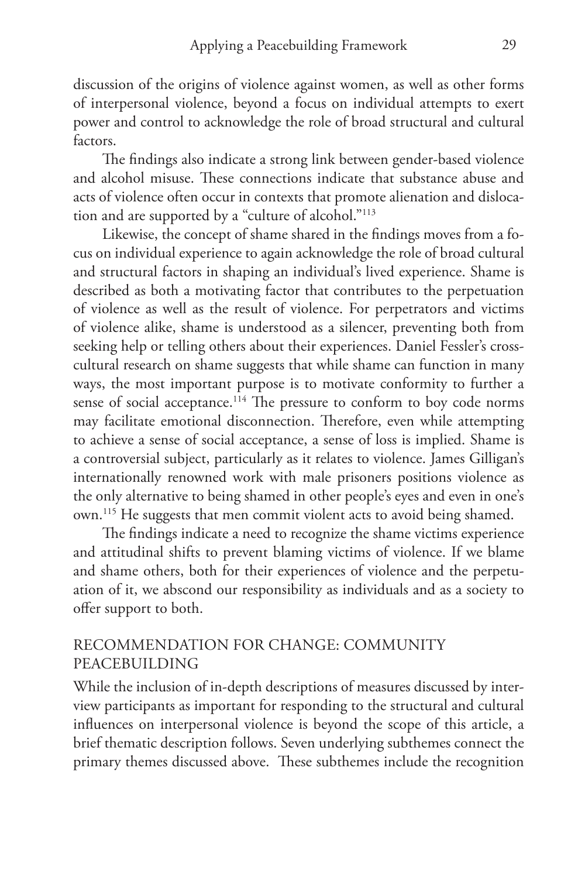discussion of the origins of violence against women, as well as other forms of interpersonal violence, beyond a focus on individual attempts to exert power and control to acknowledge the role of broad structural and cultural factors.

The findings also indicate a strong link between gender-based violence and alcohol misuse. These connections indicate that substance abuse and acts of violence often occur in contexts that promote alienation and dislocation and are supported by a "culture of alcohol."[113]

Likewise, the concept of shame shared in the findings moves from a focus on individual experience to again acknowledge the role of broad cultural and structural factors in shaping an individual's lived experience. Shame is described as both a motivating factor that contributes to the perpetuation of violence as well as the result of violence. For perpetrators and victims of violence alike, shame is understood as a silencer, preventing both from seeking help or telling others about their experiences. Daniel Fessler's cross-cultural research on shame suggests that while shame can function in many ways, the most important purpose is to motivate conformity to further a sense of social acceptance.[114] The pressure to conform to boy code norms may facilitate emotional disconnection. Therefore, even while attempting to achieve a sense of social acceptance, a sense of loss is implied. Shame is a controversial subject, particularly as it relates to violence. James Gilligan's internationally renowned work with male prisoners positions violence as the only alternative to being shamed in other people's eyes and even in one's own.[115] He suggests that men commit violent acts to avoid being shamed.

The findings indicate a need to recognize the shame victims experience and attitudinal shifts to prevent blaming victims of violence. If we blame and shame others, both for their experiences of violence and the perpetuation of it, we abscond our responsibility as individuals and as a society to offer support to both.

## RECOMMENDATION FOR CHANGE: COMMUNITY PEACEBUILDING

While the inclusion of in-depth descriptions of measures discussed by interview participants as important for responding to the structural and cultural influences on interpersonal violence is beyond the scope of this article, a brief thematic description follows. Seven underlying subthemes connect the primary themes discussed above. These subthemes include the recognition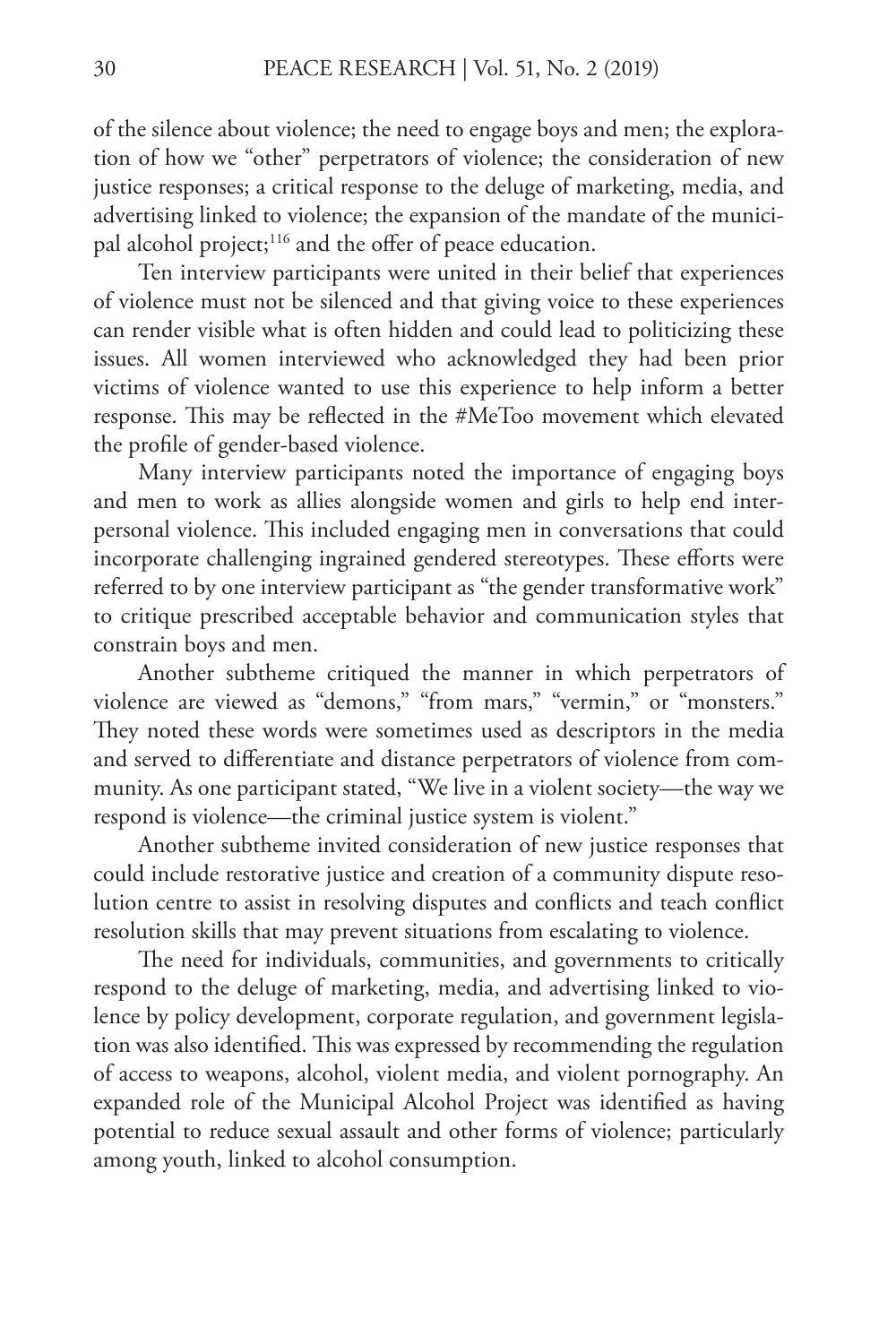of the silence about violence; the need to engage boys and men; the exploration of how we "other" perpetrators of violence; the consideration of new justice responses; a critical response to the deluge of marketing, media, and advertising linked to violence; the expansion of the mandate of the municipal alcohol project;[116] and the offer of peace education.

Ten interview participants were united in their belief that experiences of violence must not be silenced and that giving voice to these experiences can render visible what is often hidden and could lead to politicizing these issues. All women interviewed who acknowledged they had been prior victims of violence wanted to use this experience to help inform a better response. This may be reflected in the #MeToo movement which elevated the profile of gender-based violence.

Many interview participants noted the importance of engaging boys and men to work as allies alongside women and girls to help end interpersonal violence. This included engaging men in conversations that could incorporate challenging ingrained gendered stereotypes. These efforts were referred to by one interview participant as "the gender transformative work" to critique prescribed acceptable behavior and communication styles that constrain boys and men.

Another subtheme critiqued the manner in which perpetrators of violence are viewed as "demons," "from mars," "vermin," or "monsters." They noted these words were sometimes used as descriptors in the media and served to differentiate and distance perpetrators of violence from community. As one participant stated, "We live in a violent society—the way we respond is violence—the criminal justice system is violent."

Another subtheme invited consideration of new justice responses that could include restorative justice and creation of a community dispute resolution centre to assist in resolving disputes and conflicts and teach conflict resolution skills that may prevent situations from escalating to violence.

The need for individuals, communities, and governments to critically respond to the deluge of marketing, media, and advertising linked to violence by policy development, corporate regulation, and government legislation was also identified. This was expressed by recommending the regulation of access to weapons, alcohol, violent media, and violent pornography. An expanded role of the Municipal Alcohol Project was identified as having potential to reduce sexual assault and other forms of violence; particularly among youth, linked to alcohol consumption.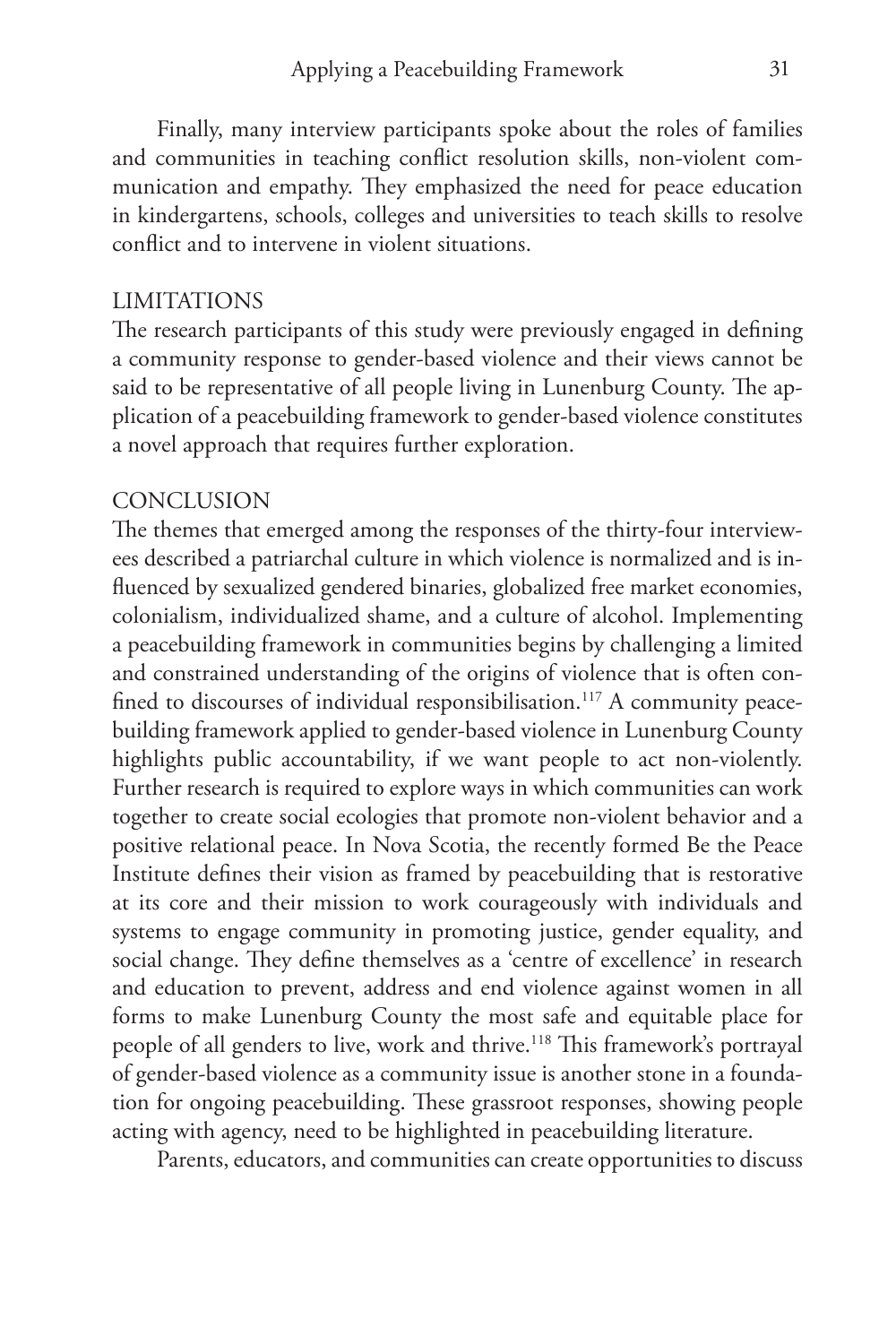Finally, many interview participants spoke about the roles of families and communities in teaching conflict resolution skills, non-violent communication and empathy. They emphasized the need for peace education in kindergartens, schools, colleges and universities to teach skills to resolve conflict and to intervene in violent situations.

## LIMITATIONS

The research participants of this study were previously engaged in defining a community response to gender-based violence and their views cannot be said to be representative of all people living in Lunenburg County. The application of a peacebuilding framework to gender-based violence constitutes a novel approach that requires further exploration.

## CONCLUSION

The themes that emerged among the responses of the thirty-four interviewees described a patriarchal culture in which violence is normalized and is influenced by sexualized gendered binaries, globalized free market economies, colonialism, individualized shame, and a culture of alcohol. Implementing a peacebuilding framework in communities begins by challenging a limited and constrained understanding of the origins of violence that is often confined to discourses of individual responsibilisation.[117] A community peacebuilding framework applied to gender-based violence in Lunenburg County highlights public accountability, if we want people to act non-violently. Further research is required to explore ways in which communities can work together to create social ecologies that promote non-violent behavior and a positive relational peace. In Nova Scotia, the recently formed Be the Peace Institute defines their vision as framed by peacebuilding that is restorative at its core and their mission to work courageously with individuals and systems to engage community in promoting justice, gender equality, and social change. They define themselves as a 'centre of excellence' in research and education to prevent, address and end violence against women in all forms to make Lunenburg County the most safe and equitable place for people of all genders to live, work and thrive.[118] This framework's portrayal of gender-based violence as a community issue is another stone in a foundation for ongoing peacebuilding. These grassroot responses, showing people acting with agency, need to be highlighted in peacebuilding literature.

Parents, educators, and communities can create opportunities to discuss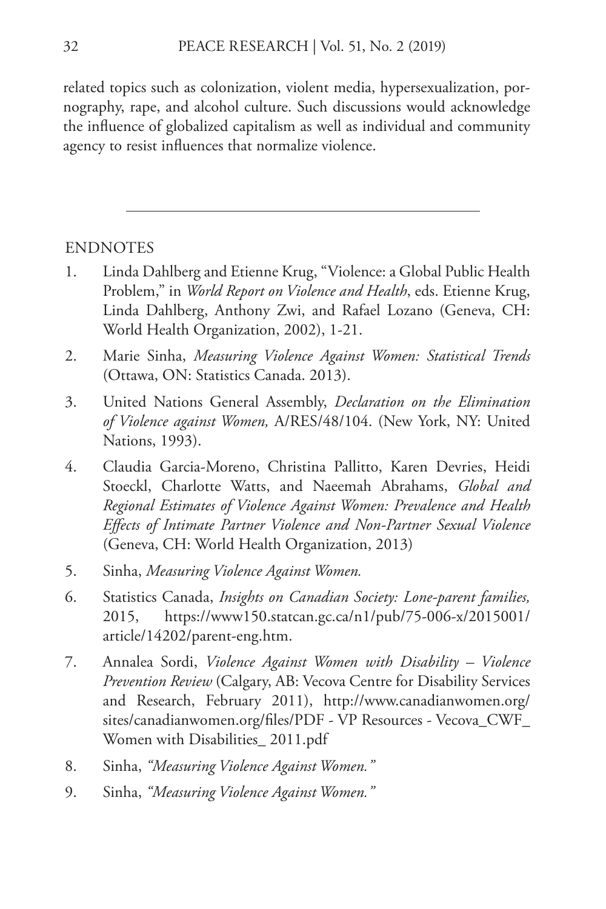related topics such as colonization, violent media, hypersexualization, pornography, rape, and alcohol culture. Such discussions would acknowledge the influence of globalized capitalism as well as individual and community agency to resist influences that normalize violence.

---

## ENDNOTES

1. Linda Dahlberg and Etienne Krug, "Violence: a Global Public Health Problem," in *World Report on Violence and Health*, eds. Etienne Krug, Linda Dahlberg, Anthony Zwi, and Rafael Lozano (Geneva, CH: World Health Organization, 2002), 1-21.
2. Marie Sinha, *Measuring Violence Against Women: Statistical Trends* (Ottawa, ON: Statistics Canada. 2013).
3. United Nations General Assembly, *Declaration on the Elimination of Violence against Women,* A/RES/48/104. (New York, NY: United Nations, 1993).
4. Claudia Garcia-Moreno, Christina Pallitto, Karen Devries, Heidi Stoeckl, Charlotte Watts, and Naeemah Abrahams, *Global and Regional Estimates of Violence Against Women: Prevalence and Health Effects of Intimate Partner Violence and Non-Partner Sexual Violence* (Geneva, CH: World Health Organization, 2013)
5. Sinha, *Measuring Violence Against Women.*
6. Statistics Canada, *Insights on Canadian Society: Lone-parent families,* 2015, https://www150.statcan.gc.ca/n1/pub/75-006-x/2015001/article/14202/parent-eng.htm.
7. Annalea Sordi, *Violence Against Women with Disability – Violence Prevention Review* (Calgary, AB: Vecova Centre for Disability Services and Research, February 2011), http://www.canadianwomen.org/sites/canadianwomen.org/files/PDF - VP Resources - Vecova_CWF_ Women with Disabilities_ 2011.pdf
8. Sinha, *"Measuring Violence Against Women."*
9. Sinha, *"Measuring Violence Against Women."*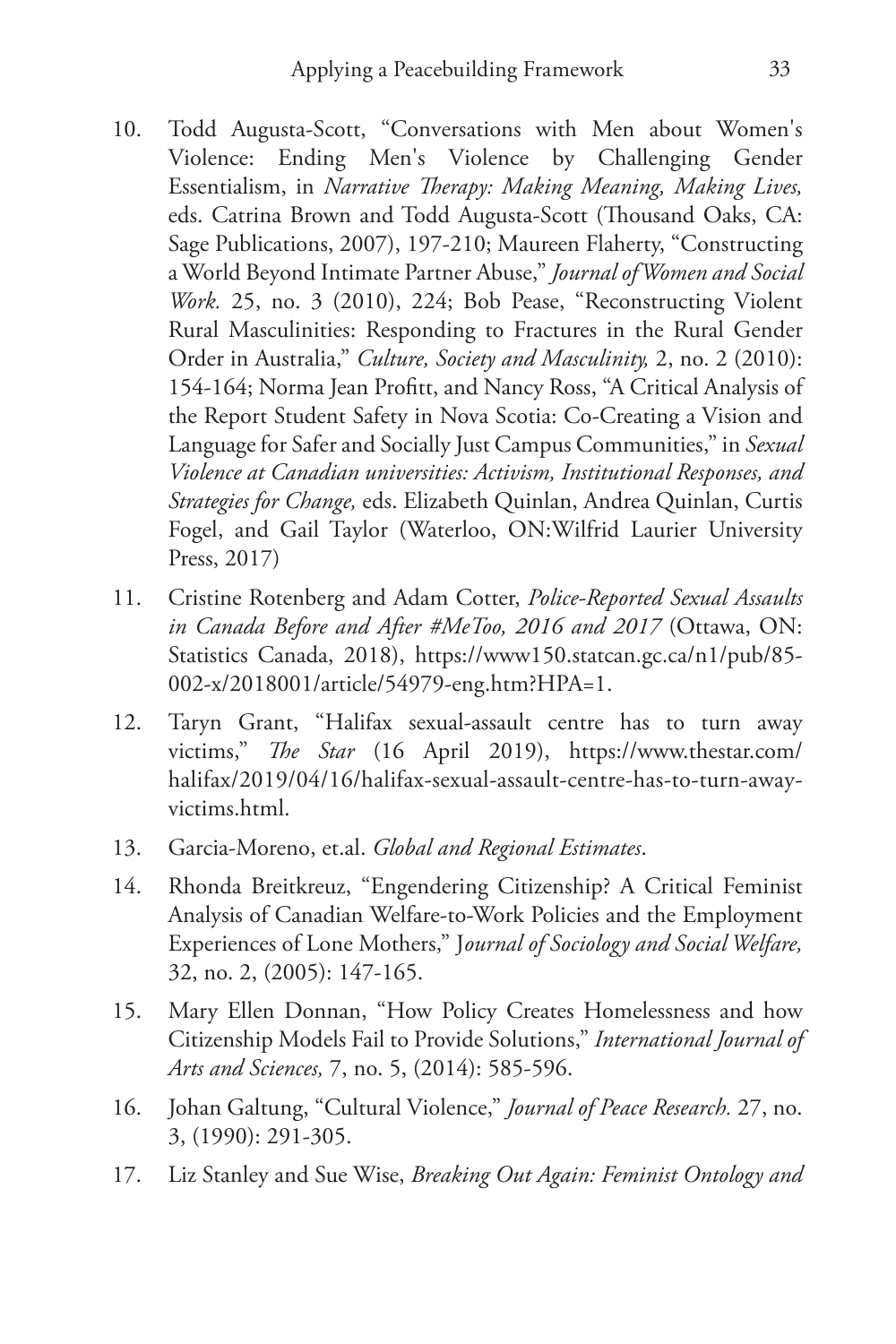10. Todd Augusta-Scott, "Conversations with Men about Women's Violence: Ending Men's Violence by Challenging Gender Essentialism, in *Narrative Therapy: Making Meaning, Making Lives,* eds. Catrina Brown and Todd Augusta-Scott (Thousand Oaks, CA: Sage Publications, 2007), 197-210; Maureen Flaherty, "Constructing a World Beyond Intimate Partner Abuse," *Journal of Women and Social Work.* 25, no. 3 (2010), 224; Bob Pease, "Reconstructing Violent Rural Masculinities: Responding to Fractures in the Rural Gender Order in Australia," *Culture, Society and Masculinity,* 2, no. 2 (2010): 154-164; Norma Jean Profitt, and Nancy Ross, "A Critical Analysis of the Report Student Safety in Nova Scotia: Co-Creating a Vision and Language for Safer and Socially Just Campus Communities," in *Sexual Violence at Canadian universities: Activism, Institutional Responses, and Strategies for Change,* eds. Elizabeth Quinlan, Andrea Quinlan, Curtis Fogel, and Gail Taylor (Waterloo, ON:Wilfrid Laurier University Press, 2017)
11. Cristine Rotenberg and Adam Cotter, *Police-Reported Sexual Assaults in Canada Before and After #MeToo, 2016 and 2017* (Ottawa, ON: Statistics Canada, 2018), https://www150.statcan.gc.ca/n1/pub/85-002-x/2018001/article/54979-eng.htm?HPA=1.
12. Taryn Grant, "Halifax sexual-assault centre has to turn away victims," *The Star* (16 April 2019), https://www.thestar.com/halifax/2019/04/16/halifax-sexual-assault-centre-has-to-turn-away-victims.html.
13. Garcia-Moreno, et.al. *Global and Regional Estimates*.
14. Rhonda Breitkreuz, "Engendering Citizenship? A Critical Feminist Analysis of Canadian Welfare-to-Work Policies and the Employment Experiences of Lone Mothers," J*ournal of Sociology and Social Welfare,* 32, no. 2, (2005): 147-165.
15. Mary Ellen Donnan, "How Policy Creates Homelessness and how Citizenship Models Fail to Provide Solutions," *International Journal of Arts and Sciences,* 7, no. 5, (2014): 585-596.
16. Johan Galtung, "Cultural Violence," *Journal of Peace Research.* 27, no. 3, (1990): 291-305.
17. Liz Stanley and Sue Wise, *Breaking Out Again: Feminist Ontology and*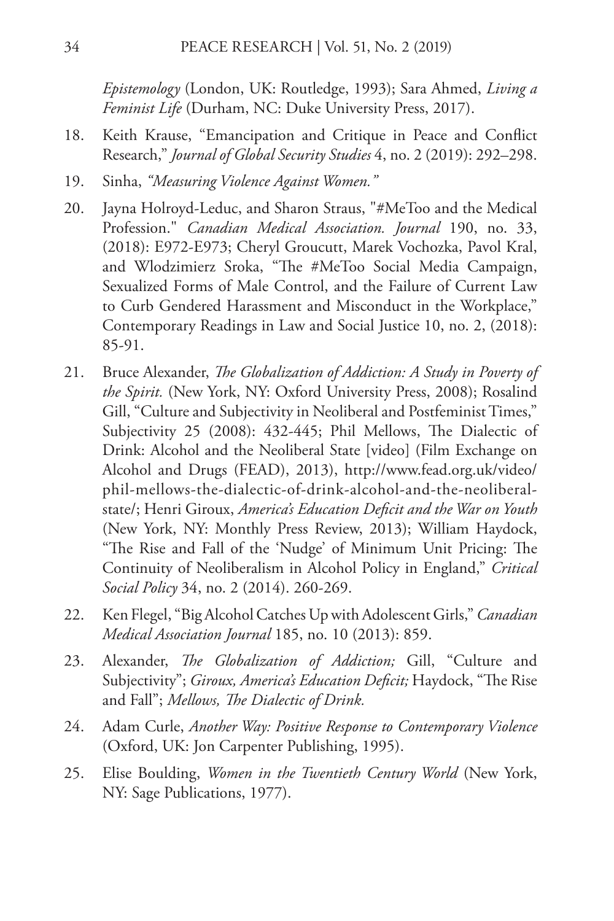*Epistemology* (London, UK: Routledge, 1993); Sara Ahmed, *Living a Feminist Life* (Durham, NC: Duke University Press, 2017).

18. Keith Krause, "Emancipation and Critique in Peace and Conflict Research," *Journal of Global Security Studies* 4, no. 2 (2019): 292–298.
19. Sinha, *"Measuring Violence Against Women."*
20. Jayna Holroyd-Leduc, and Sharon Straus, "#MeToo and the Medical Profession." *Canadian Medical Association. Journal* 190, no. 33, (2018): E972-E973; Cheryl Groucutt, Marek Vochozka, Pavol Kral, and Wlodzimierz Sroka, "The #MeToo Social Media Campaign, Sexualized Forms of Male Control, and the Failure of Current Law to Curb Gendered Harassment and Misconduct in the Workplace," Contemporary Readings in Law and Social Justice 10, no. 2, (2018): 85-91.
21. Bruce Alexander, *The Globalization of Addiction: A Study in Poverty of the Spirit.* (New York, NY: Oxford University Press, 2008); Rosalind Gill, "Culture and Subjectivity in Neoliberal and Postfeminist Times," Subjectivity 25 (2008): 432-445; Phil Mellows, The Dialectic of Drink: Alcohol and the Neoliberal State [video] (Film Exchange on Alcohol and Drugs (FEAD), 2013), http://www.fead.org.uk/video/phil-mellows-the-dialectic-of-drink-alcohol-and-the-neoliberal-state/; Henri Giroux, *America's Education Deficit and the War on Youth* (New York, NY: Monthly Press Review, 2013); William Haydock, "The Rise and Fall of the 'Nudge' of Minimum Unit Pricing: The Continuity of Neoliberalism in Alcohol Policy in England," *Critical Social Policy* 34, no. 2 (2014). 260-269.
22. Ken Flegel, "Big Alcohol Catches Up with Adolescent Girls," *Canadian Medical Association Journal* 185, no. 10 (2013): 859.
23. Alexander, *The Globalization of Addiction;* Gill, "Culture and Subjectivity"; *Giroux, America's Education Deficit;* Haydock, "The Rise and Fall"; *Mellows, The Dialectic of Drink.*
24. Adam Curle, *Another Way: Positive Response to Contemporary Violence* (Oxford, UK: Jon Carpenter Publishing, 1995).
25. Elise Boulding, *Women in the Twentieth Century World* (New York, NY: Sage Publications, 1977).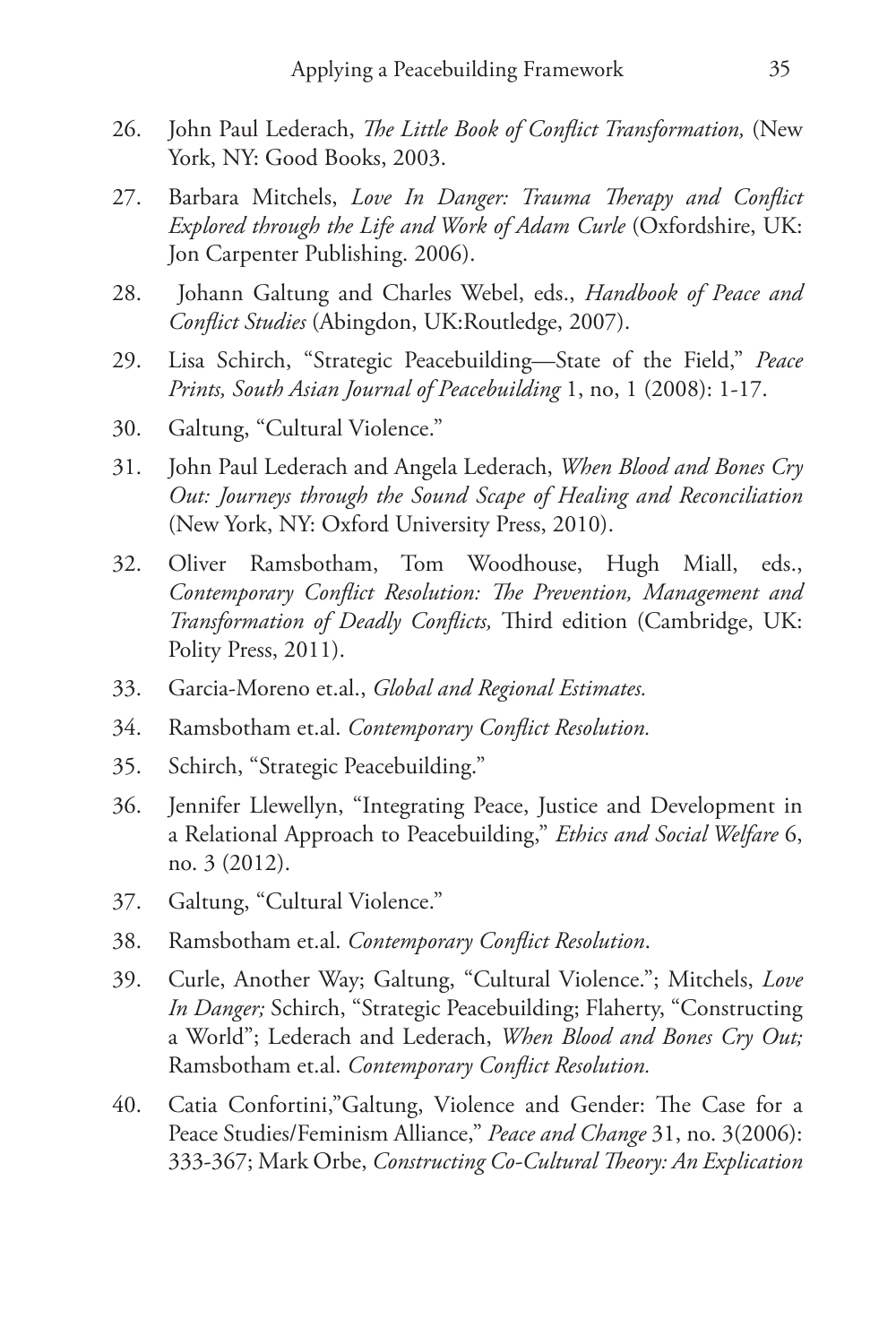26. John Paul Lederach, *The Little Book of Conflict Transformation,* (New York, NY: Good Books, 2003.

27. Barbara Mitchels, *Love In Danger: Trauma Therapy and Conflict Explored through the Life and Work of Adam Curle* (Oxfordshire, UK: Jon Carpenter Publishing. 2006).

28. Johann Galtung and Charles Webel, eds., *Handbook of Peace and Conflict Studies* (Abingdon, UK:Routledge, 2007).

29. Lisa Schirch, "Strategic Peacebuilding—State of the Field," *Peace Prints, South Asian Journal of Peacebuilding* 1, no, 1 (2008): 1-17.

30. Galtung, "Cultural Violence."

31. John Paul Lederach and Angela Lederach, *When Blood and Bones Cry Out: Journeys through the Sound Scape of Healing and Reconciliation* (New York, NY: Oxford University Press, 2010).

32. Oliver Ramsbotham, Tom Woodhouse, Hugh Miall, eds., *Contemporary Conflict Resolution: The Prevention, Management and Transformation of Deadly Conflicts,* Third edition (Cambridge, UK: Polity Press, 2011).

33. Garcia-Moreno et.al., *Global and Regional Estimates.*

34. Ramsbotham et.al. *Contemporary Conflict Resolution.*

35. Schirch, "Strategic Peacebuilding."

36. Jennifer Llewellyn, "Integrating Peace, Justice and Development in a Relational Approach to Peacebuilding," *Ethics and Social Welfare* 6, no. 3 (2012).

37. Galtung, "Cultural Violence."

38. Ramsbotham et.al. *Contemporary Conflict Resolution*.

39. Curle, Another Way; Galtung, "Cultural Violence."; Mitchels, *Love In Danger;* Schirch, "Strategic Peacebuilding; Flaherty, "Constructing a World"; Lederach and Lederach, *When Blood and Bones Cry Out;* Ramsbotham et.al. *Contemporary Conflict Resolution.*

40. Catia Confortini,"Galtung, Violence and Gender: The Case for a Peace Studies/Feminism Alliance," *Peace and Change* 31, no. 3(2006): 333-367; Mark Orbe, *Constructing Co-Cultural Theory: An Explication*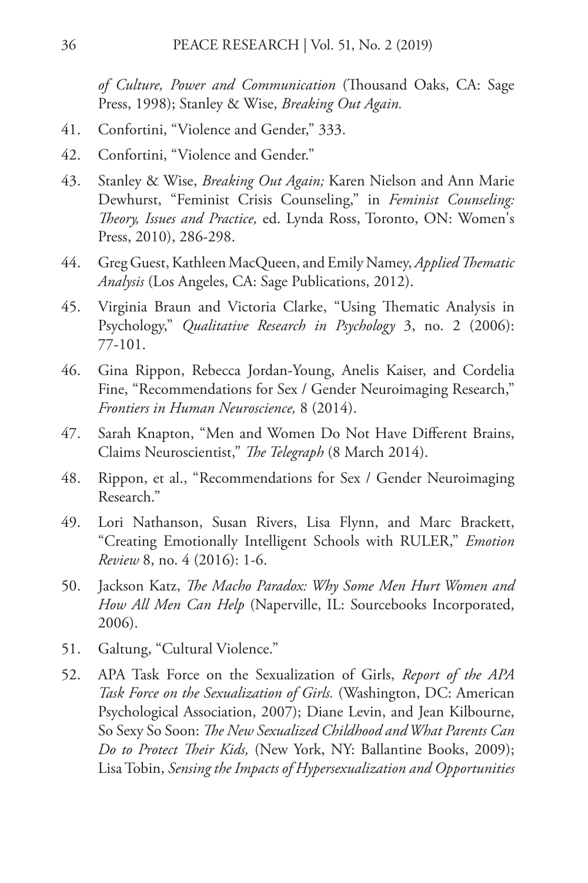*of Culture, Power and Communication* (Thousand Oaks, CA: Sage Press, 1998); Stanley & Wise, *Breaking Out Again.*

41. Confortini, "Violence and Gender," 333.
42. Confortini, "Violence and Gender."
43. Stanley & Wise, *Breaking Out Again;* Karen Nielson and Ann Marie Dewhurst, "Feminist Crisis Counseling," in *Feminist Counseling: Theory, Issues and Practice,* ed. Lynda Ross, Toronto, ON: Women's Press, 2010), 286-298.
44. Greg Guest, Kathleen MacQueen, and Emily Namey, *Applied Thematic Analysis* (Los Angeles, CA: Sage Publications, 2012).
45. Virginia Braun and Victoria Clarke, "Using Thematic Analysis in Psychology," *Qualitative Research in Psychology* 3, no. 2 (2006): 77-101.
46. Gina Rippon, Rebecca Jordan-Young, Anelis Kaiser, and Cordelia Fine, "Recommendations for Sex / Gender Neuroimaging Research," *Frontiers in Human Neuroscience,* 8 (2014).
47. Sarah Knapton, "Men and Women Do Not Have Different Brains, Claims Neuroscientist," *The Telegraph* (8 March 2014).
48. Rippon, et al., "Recommendations for Sex / Gender Neuroimaging Research."
49. Lori Nathanson, Susan Rivers, Lisa Flynn, and Marc Brackett, "Creating Emotionally Intelligent Schools with RULER," *Emotion Review* 8, no. 4 (2016): 1-6.
50. Jackson Katz, *The Macho Paradox: Why Some Men Hurt Women and How All Men Can Help* (Naperville, IL: Sourcebooks Incorporated, 2006).
51. Galtung, "Cultural Violence."
52. APA Task Force on the Sexualization of Girls, *Report of the APA Task Force on the Sexualization of Girls.* (Washington, DC: American Psychological Association, 2007); Diane Levin, and Jean Kilbourne, So Sexy So Soon: *The New Sexualized Childhood and What Parents Can Do to Protect Their Kids,* (New York, NY: Ballantine Books, 2009); Lisa Tobin, *Sensing the Impacts of Hypersexualization and Opportunities*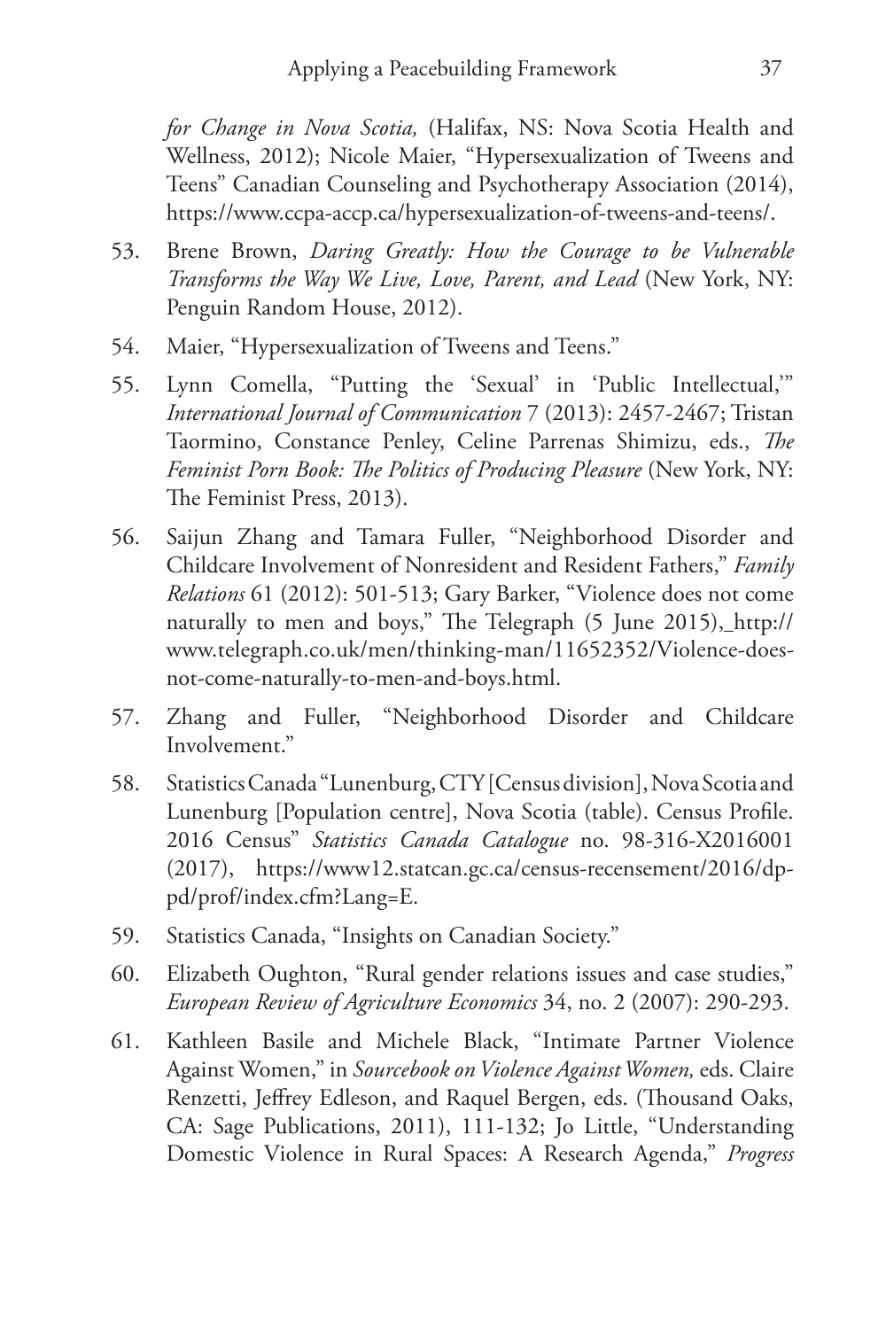*for Change in Nova Scotia,* (Halifax, NS: Nova Scotia Health and Wellness, 2012); Nicole Maier, "Hypersexualization of Tweens and Teens" Canadian Counseling and Psychotherapy Association (2014), https://www.ccpa-accp.ca/hypersexualization-of-tweens-and-teens/.

53. Brene Brown, *Daring Greatly: How the Courage to be Vulnerable Transforms the Way We Live, Love, Parent, and Lead* (New York, NY: Penguin Random House, 2012).
54. Maier, "Hypersexualization of Tweens and Teens."
55. Lynn Comella, "Putting the 'Sexual' in 'Public Intellectual,'" *International Journal of Communication* 7 (2013): 2457-2467; Tristan Taormino, Constance Penley, Celine Parrenas Shimizu, eds., *The Feminist Porn Book: The Politics of Producing Pleasure* (New York, NY: The Feminist Press, 2013).
56. Saijun Zhang and Tamara Fuller, "Neighborhood Disorder and Childcare Involvement of Nonresident and Resident Fathers," *Family Relations* 61 (2012): 501-513; Gary Barker, "Violence does not come naturally to men and boys," The Telegraph (5 June 2015), http://www.telegraph.co.uk/men/thinking-man/11652352/Violence-does-not-come-naturally-to-men-and-boys.html.
57. Zhang and Fuller, "Neighborhood Disorder and Childcare Involvement."
58. Statistics Canada "Lunenburg, CTY [Census division], Nova Scotia and Lunenburg [Population centre], Nova Scotia (table). Census Profile. 2016 Census" *Statistics Canada Catalogue* no. 98-316-X2016001 (2017), https://www12.statcan.gc.ca/census-recensement/2016/dp-pd/prof/index.cfm?Lang=E.
59. Statistics Canada, "Insights on Canadian Society."
60. Elizabeth Oughton, "Rural gender relations issues and case studies," *European Review of Agriculture Economics* 34, no. 2 (2007): 290-293.
61. Kathleen Basile and Michele Black, "Intimate Partner Violence Against Women," in *Sourcebook on Violence Against Women,* eds. Claire Renzetti, Jeffrey Edleson, and Raquel Bergen, eds. (Thousand Oaks, CA: Sage Publications, 2011), 111-132; Jo Little, "Understanding Domestic Violence in Rural Spaces: A Research Agenda," *Progress*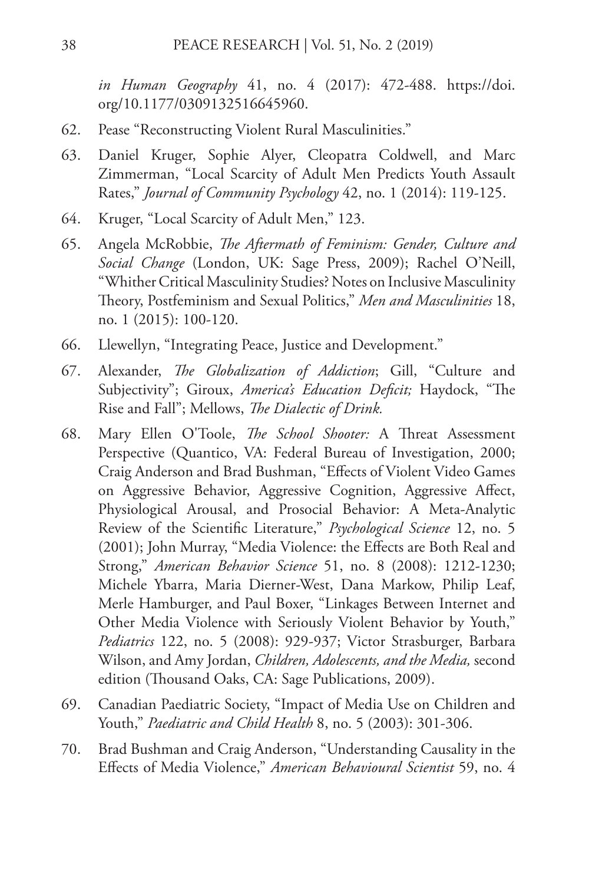*in Human Geography* 41, no. 4 (2017): 472-488. https://doi.org/10.1177/0309132516645960.

62. Pease "Reconstructing Violent Rural Masculinities."
63. Daniel Kruger, Sophie Alyer, Cleopatra Coldwell, and Marc Zimmerman, "Local Scarcity of Adult Men Predicts Youth Assault Rates," *Journal of Community Psychology* 42, no. 1 (2014): 119-125.
64. Kruger, "Local Scarcity of Adult Men," 123.
65. Angela McRobbie, *The Aftermath of Feminism: Gender, Culture and Social Change* (London, UK: Sage Press, 2009); Rachel O'Neill, "Whither Critical Masculinity Studies? Notes on Inclusive Masculinity Theory, Postfeminism and Sexual Politics," *Men and Masculinities* 18, no. 1 (2015): 100-120.
66. Llewellyn, "Integrating Peace, Justice and Development."
67. Alexander, *The Globalization of Addiction*; Gill, "Culture and Subjectivity"; Giroux, *America's Education Deficit;* Haydock, "The Rise and Fall"; Mellows, *The Dialectic of Drink.*
68. Mary Ellen O'Toole, *The School Shooter:* A Threat Assessment Perspective (Quantico, VA: Federal Bureau of Investigation, 2000; Craig Anderson and Brad Bushman, "Effects of Violent Video Games on Aggressive Behavior, Aggressive Cognition, Aggressive Affect, Physiological Arousal, and Prosocial Behavior: A Meta-Analytic Review of the Scientific Literature," *Psychological Science* 12, no. 5 (2001); John Murray, "Media Violence: the Effects are Both Real and Strong," *American Behavior Science* 51, no. 8 (2008): 1212-1230; Michele Ybarra, Maria Dierner-West, Dana Markow, Philip Leaf, Merle Hamburger, and Paul Boxer, "Linkages Between Internet and Other Media Violence with Seriously Violent Behavior by Youth," *Pediatrics* 122, no. 5 (2008): 929-937; Victor Strasburger, Barbara Wilson, and Amy Jordan, *Children, Adolescents, and the Media,* second edition (Thousand Oaks, CA: Sage Publications, 2009).
69. Canadian Paediatric Society, "Impact of Media Use on Children and Youth," *Paediatric and Child Health* 8, no. 5 (2003): 301-306.
70. Brad Bushman and Craig Anderson, "Understanding Causality in the Effects of Media Violence," *American Behavioural Scientist* 59, no. 4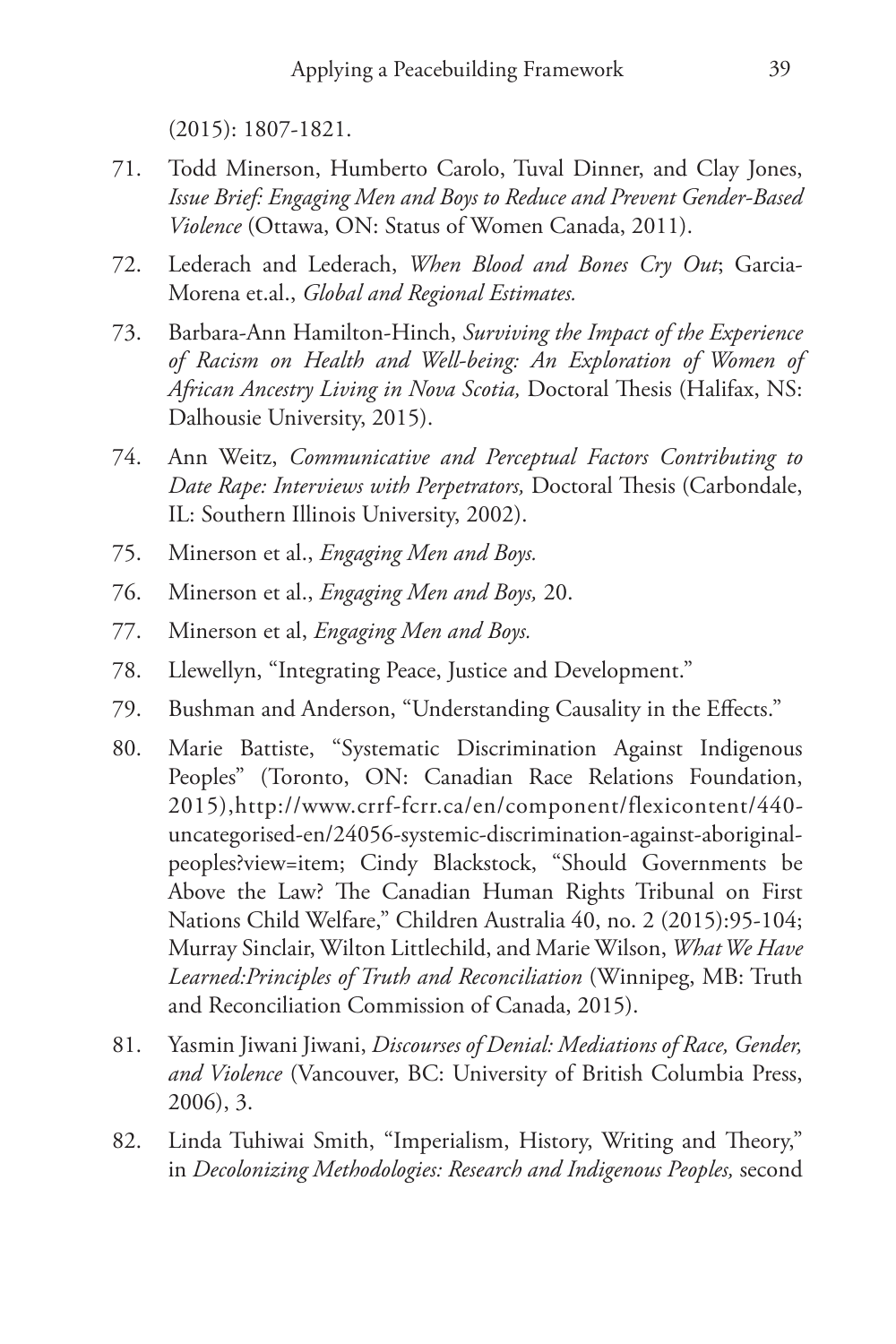(2015): 1807-1821.

71. Todd Minerson, Humberto Carolo, Tuval Dinner, and Clay Jones, *Issue Brief: Engaging Men and Boys to Reduce and Prevent Gender-Based Violence* (Ottawa, ON: Status of Women Canada, 2011).

72. Lederach and Lederach, *When Blood and Bones Cry Out*; Garcia-Morena et.al., *Global and Regional Estimates.*

73. Barbara-Ann Hamilton-Hinch, *Surviving the Impact of the Experience of Racism on Health and Well-being: An Exploration of Women of African Ancestry Living in Nova Scotia,* Doctoral Thesis (Halifax, NS: Dalhousie University, 2015).

74. Ann Weitz, *Communicative and Perceptual Factors Contributing to Date Rape: Interviews with Perpetrators,* Doctoral Thesis (Carbondale, IL: Southern Illinois University, 2002).

75. Minerson et al., *Engaging Men and Boys.*

76. Minerson et al., *Engaging Men and Boys,* 20.

77. Minerson et al, *Engaging Men and Boys.*

78. Llewellyn, "Integrating Peace, Justice and Development."

79. Bushman and Anderson, "Understanding Causality in the Effects."

80. Marie Battiste, "Systematic Discrimination Against Indigenous Peoples" (Toronto, ON: Canadian Race Relations Foundation, 2015),http://www.crrf-fcrr.ca/en/component/flexicontent/440-uncategorised-en/24056-systemic-discrimination-against-aboriginal-peoples?view=item; Cindy Blackstock, "Should Governments be Above the Law? The Canadian Human Rights Tribunal on First Nations Child Welfare," Children Australia 40, no. 2 (2015):95-104; Murray Sinclair, Wilton Littlechild, and Marie Wilson, *What We Have Learned:Principles of Truth and Reconciliation* (Winnipeg, MB: Truth and Reconciliation Commission of Canada, 2015).

81. Yasmin Jiwani Jiwani, *Discourses of Denial: Mediations of Race, Gender, and Violence* (Vancouver, BC: University of British Columbia Press, 2006), 3.

82. Linda Tuhiwai Smith, "Imperialism, History, Writing and Theory," in *Decolonizing Methodologies: Research and Indigenous Peoples,* second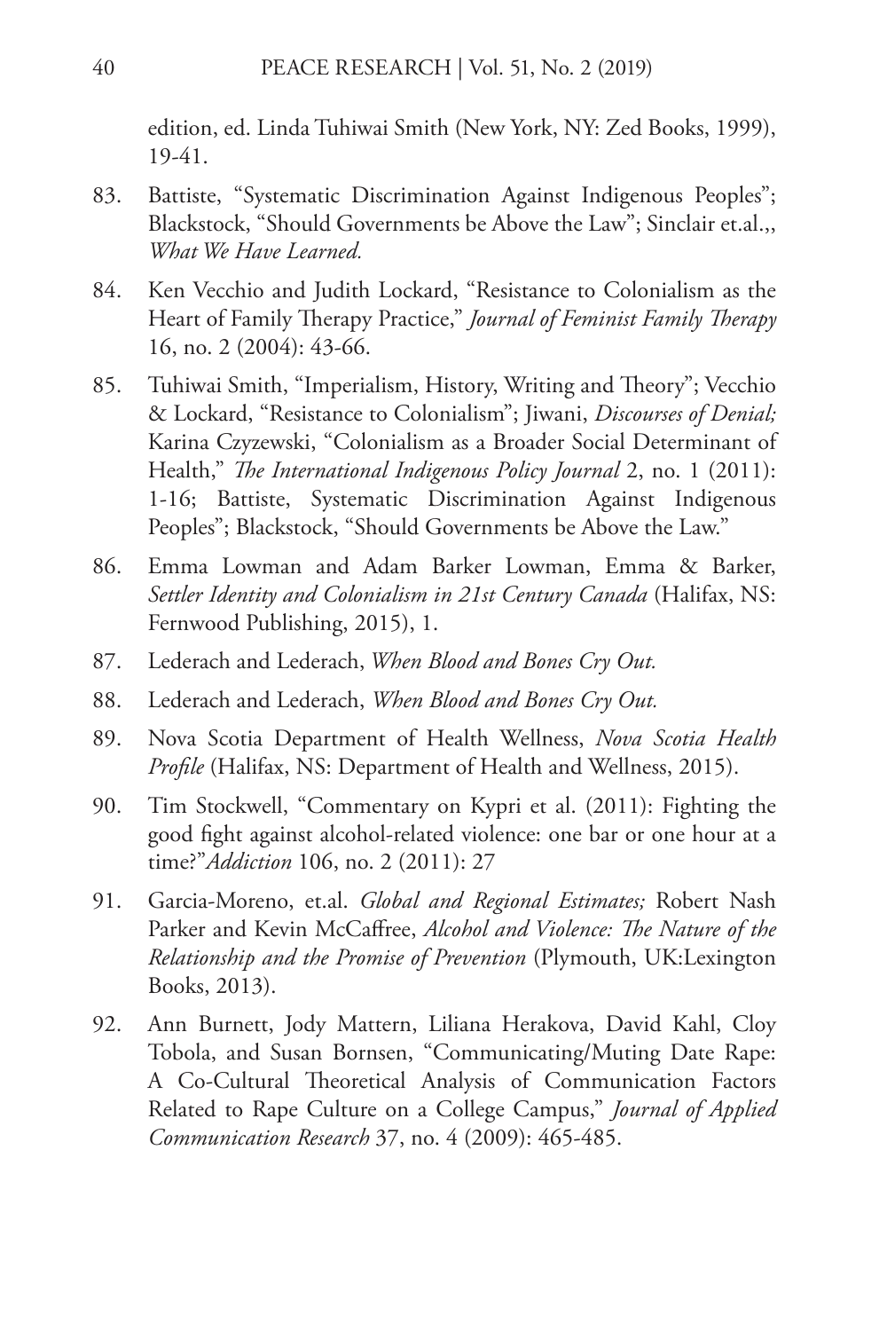edition, ed. Linda Tuhiwai Smith (New York, NY: Zed Books, 1999), 19-41.

83. Battiste, "Systematic Discrimination Against Indigenous Peoples"; Blackstock, "Should Governments be Above the Law"; Sinclair et.al.,, *What We Have Learned.*

84. Ken Vecchio and Judith Lockard, "Resistance to Colonialism as the Heart of Family Therapy Practice," *Journal of Feminist Family Therapy* 16, no. 2 (2004): 43-66.

85. Tuhiwai Smith, "Imperialism, History, Writing and Theory"; Vecchio & Lockard, "Resistance to Colonialism"; Jiwani, *Discourses of Denial;* Karina Czyzewski, "Colonialism as a Broader Social Determinant of Health," *The International Indigenous Policy Journal* 2, no. 1 (2011): 1-16; Battiste, Systematic Discrimination Against Indigenous Peoples"; Blackstock, "Should Governments be Above the Law."

86. Emma Lowman and Adam Barker Lowman, Emma & Barker, *Settler Identity and Colonialism in 21st Century Canada* (Halifax, NS: Fernwood Publishing, 2015), 1.

87. Lederach and Lederach, *When Blood and Bones Cry Out.*

88. Lederach and Lederach, *When Blood and Bones Cry Out.*

89. Nova Scotia Department of Health Wellness, *Nova Scotia Health Profile* (Halifax, NS: Department of Health and Wellness, 2015).

90. Tim Stockwell, "Commentary on Kypri et al. (2011): Fighting the good fight against alcohol-related violence: one bar or one hour at a time?"*Addiction* 106, no. 2 (2011): 27

91. Garcia-Moreno, et.al. *Global and Regional Estimates;* Robert Nash Parker and Kevin McCaffree, *Alcohol and Violence: The Nature of the Relationship and the Promise of Prevention* (Plymouth, UK:Lexington Books, 2013).

92. Ann Burnett, Jody Mattern, Liliana Herakova, David Kahl, Cloy Tobola, and Susan Bornsen, "Communicating/Muting Date Rape: A Co-Cultural Theoretical Analysis of Communication Factors Related to Rape Culture on a College Campus," *Journal of Applied Communication Research* 37, no. 4 (2009): 465-485.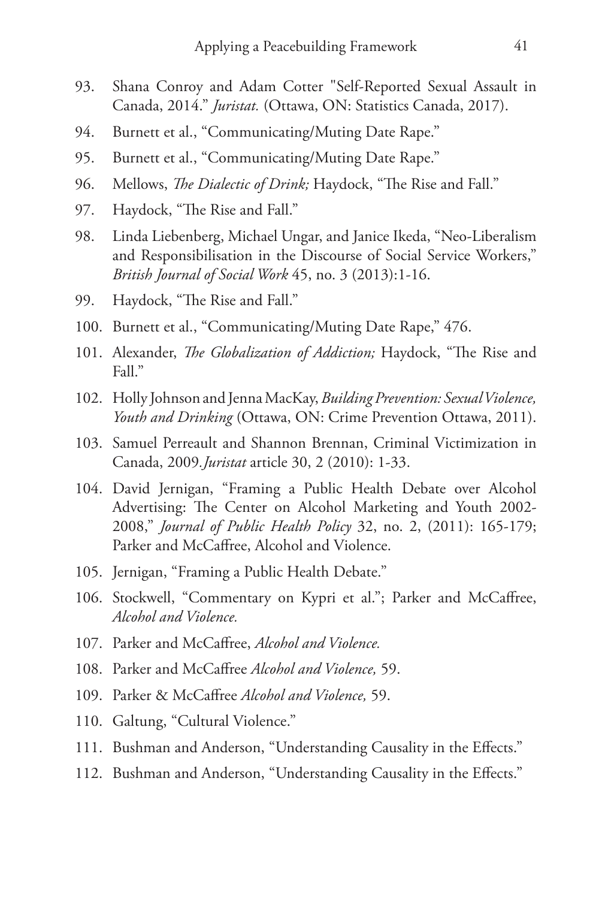93. Shana Conroy and Adam Cotter "Self-Reported Sexual Assault in Canada, 2014." *Juristat.* (Ottawa, ON: Statistics Canada, 2017).

94. Burnett et al., "Communicating/Muting Date Rape."

95. Burnett et al., "Communicating/Muting Date Rape."

96. Mellows, *The Dialectic of Drink;* Haydock, "The Rise and Fall."

97. Haydock, "The Rise and Fall."

98. Linda Liebenberg, Michael Ungar, and Janice Ikeda, "Neo-Liberalism and Responsibilisation in the Discourse of Social Service Workers," *British Journal of Social Work* 45, no. 3 (2013):1-16.

99. Haydock, "The Rise and Fall."

100. Burnett et al., "Communicating/Muting Date Rape," 476.

101. Alexander, *The Globalization of Addiction;* Haydock, "The Rise and Fall."

102. Holly Johnson and Jenna MacKay, *Building Prevention: Sexual Violence, Youth and Drinking* (Ottawa, ON: Crime Prevention Ottawa, 2011).

103. Samuel Perreault and Shannon Brennan, Criminal Victimization in Canada, 2009.*Juristat* article 30, 2 (2010): 1-33.

104. David Jernigan, "Framing a Public Health Debate over Alcohol Advertising: The Center on Alcohol Marketing and Youth 2002-2008," *Journal of Public Health Policy* 32, no. 2, (2011): 165-179; Parker and McCaffree, Alcohol and Violence.

105. Jernigan, "Framing a Public Health Debate."

106. Stockwell, "Commentary on Kypri et al."; Parker and McCaffree, *Alcohol and Violence.*

107. Parker and McCaffree, *Alcohol and Violence.*

108. Parker and McCaffree *Alcohol and Violence,* 59.

109. Parker & McCaffree *Alcohol and Violence,* 59.

110. Galtung, "Cultural Violence."

111. Bushman and Anderson, "Understanding Causality in the Effects."

112. Bushman and Anderson, "Understanding Causality in the Effects."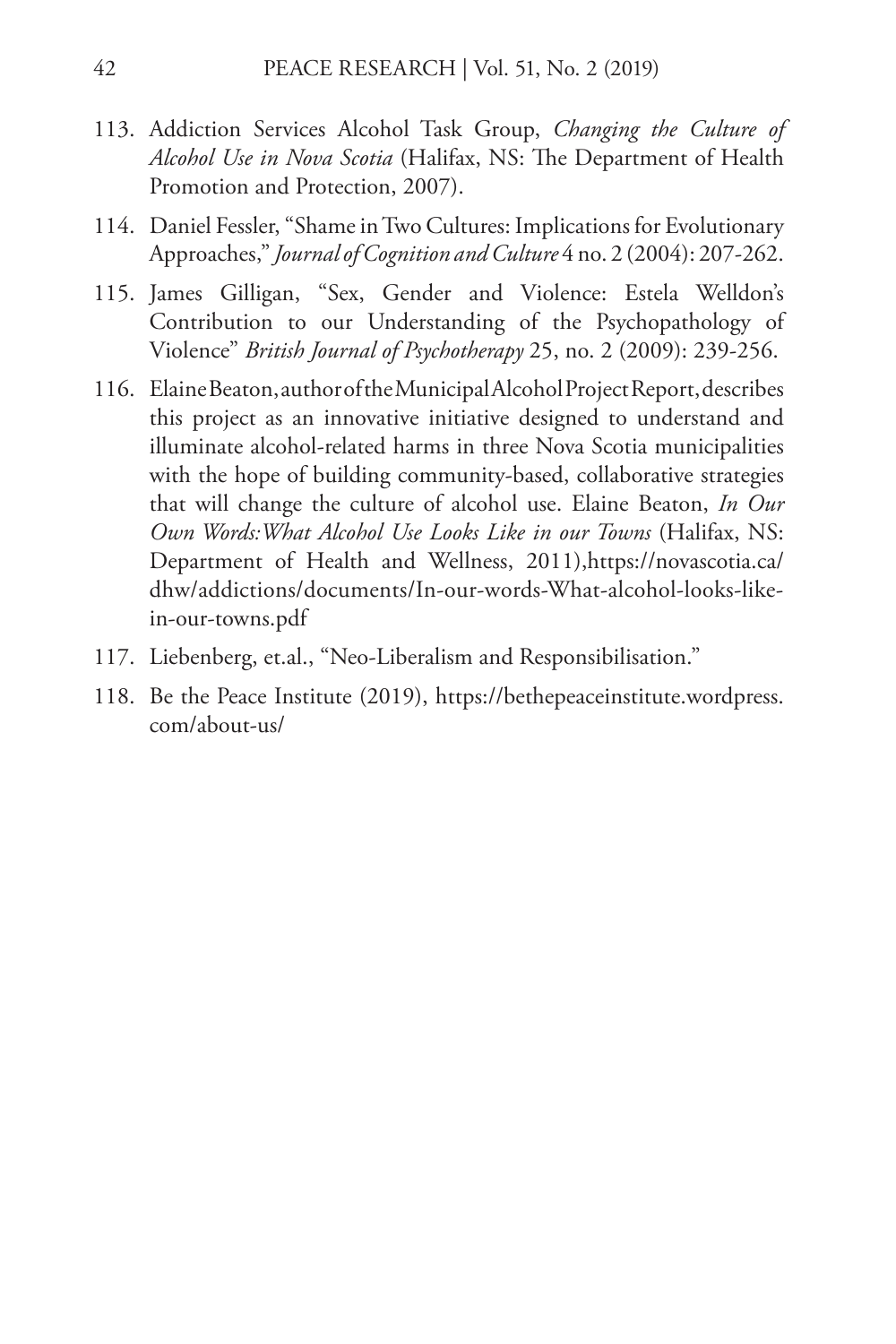113. Addiction Services Alcohol Task Group, *Changing the Culture of Alcohol Use in Nova Scotia* (Halifax, NS: The Department of Health Promotion and Protection, 2007).

114. Daniel Fessler, "Shame in Two Cultures: Implications for Evolutionary Approaches," *Journal of Cognition and Culture* 4 no. 2 (2004): 207-262.

115. James Gilligan, "Sex, Gender and Violence: Estela Welldon's Contribution to our Understanding of the Psychopathology of Violence" *British Journal of Psychotherapy* 25, no. 2 (2009): 239-256.

116. Elaine Beaton, author of the Municipal Alcohol Project Report, describes this project as an innovative initiative designed to understand and illuminate alcohol-related harms in three Nova Scotia municipalities with the hope of building community-based, collaborative strategies that will change the culture of alcohol use. Elaine Beaton, *In Our Own Words: What Alcohol Use Looks Like in our Towns* (Halifax, NS: Department of Health and Wellness, 2011),https://novascotia.ca/dhw/addictions/documents/In-our-words-What-alcohol-looks-like-in-our-towns.pdf

117. Liebenberg, et.al., "Neo-Liberalism and Responsibilisation."

118. Be the Peace Institute (2019), https://bethepeaceinstitute.wordpress.com/about-us/